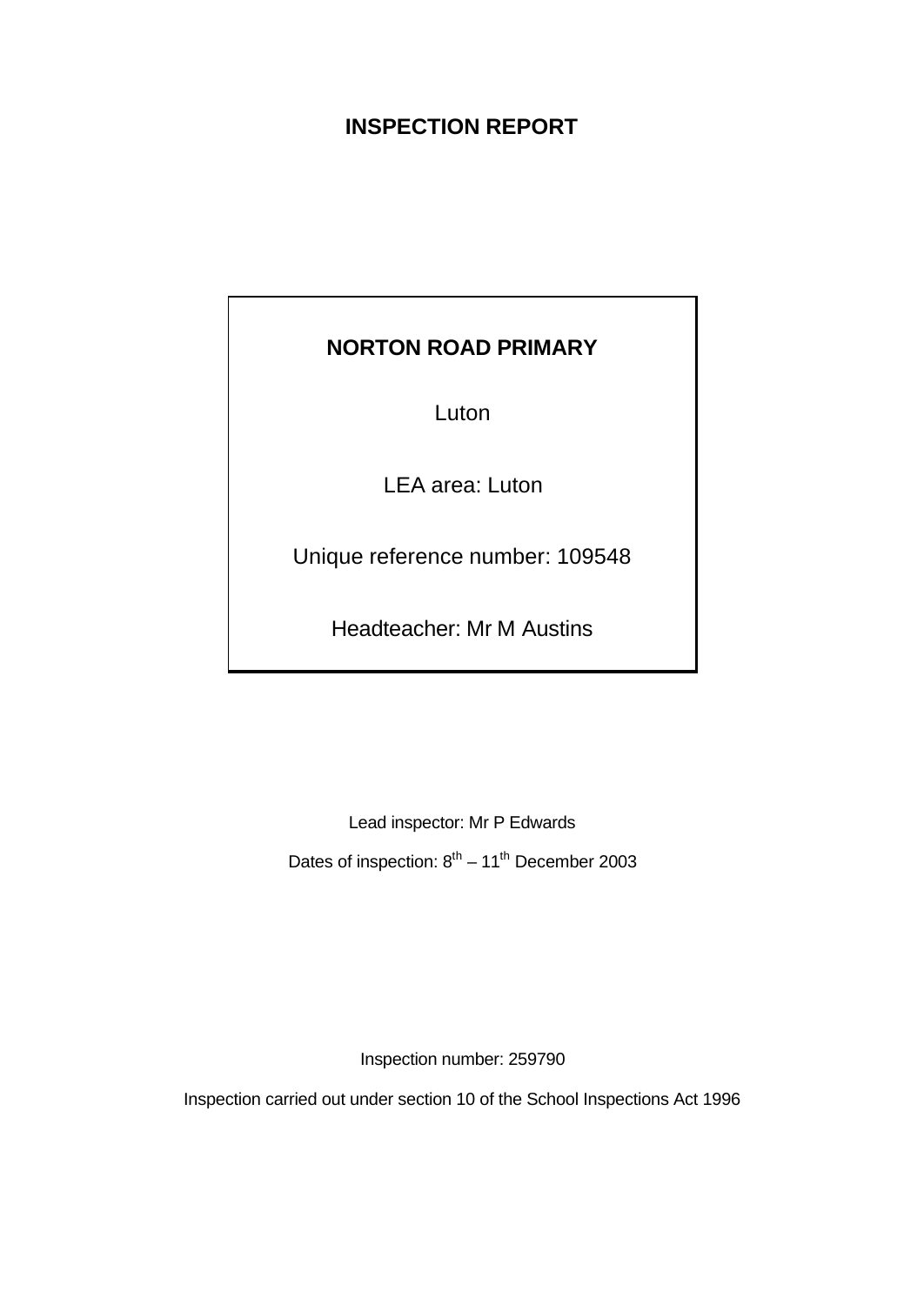# INSPECTION REPORT

**NORTON ROAD PRIMARY**

Luton

LEA area: Luton

Unique reference number: 109548

Headteacher: Mr M Austins

Lead inspector: Mr P Edwards

Dates of inspection: 8th – 11th December 2003

Inspection number: 259790

Inspection carried out under section 10 of the School Inspections Act 1996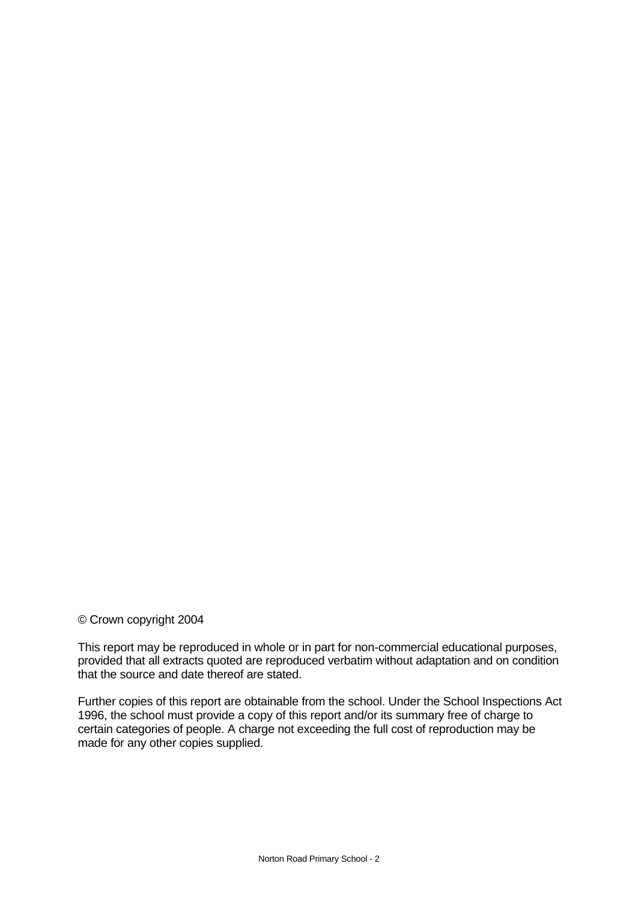© Crown copyright 2004

This report may be reproduced in whole or in part for non-commercial educational purposes, provided that all extracts quoted are reproduced verbatim without adaptation and on condition that the source and date thereof are stated.

Further copies of this report are obtainable from the school. Under the School Inspections Act 1996, the school must provide a copy of this report and/or its summary free of charge to certain categories of people. A charge not exceeding the full cost of reproduction may be made for any other copies supplied.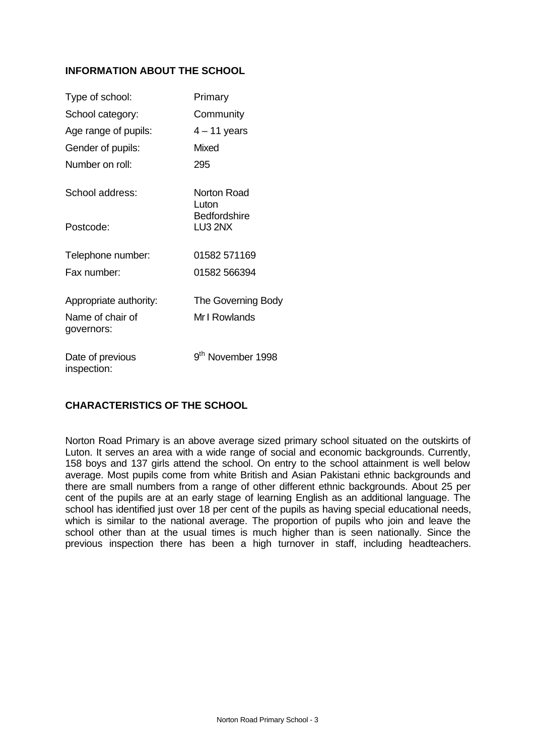## INFORMATION ABOUT THE SCHOOL

| | |
|---|---|
| Type of school: | Primary |
| School category: | Community |
| Age range of pupils: | 4 – 11 years |
| Gender of pupils: | Mixed |
| Number on roll: | 295 |
| School address: | Norton Road<br>Luton<br>Bedfordshire |
| Postcode: | LU3 2NX |
| Telephone number: | 01582 571169 |
| Fax number: | 01582 566394 |
| Appropriate authority: | The Governing Body |
| Name of chair of governors: | Mr I Rowlands |
| Date of previous inspection: | 9th November 1998 |

## CHARACTERISTICS OF THE SCHOOL

Norton Road Primary is an above average sized primary school situated on the outskirts of Luton. It serves an area with a wide range of social and economic backgrounds. Currently, 158 boys and 137 girls attend the school. On entry to the school attainment is well below average. Most pupils come from white British and Asian Pakistani ethnic backgrounds and there are small numbers from a range of other different ethnic backgrounds. About 25 per cent of the pupils are at an early stage of learning English as an additional language. The school has identified just over 18 per cent of the pupils as having special educational needs, which is similar to the national average. The proportion of pupils who join and leave the school other than at the usual times is much higher than is seen nationally. Since the previous inspection there has been a high turnover in staff, including headteachers.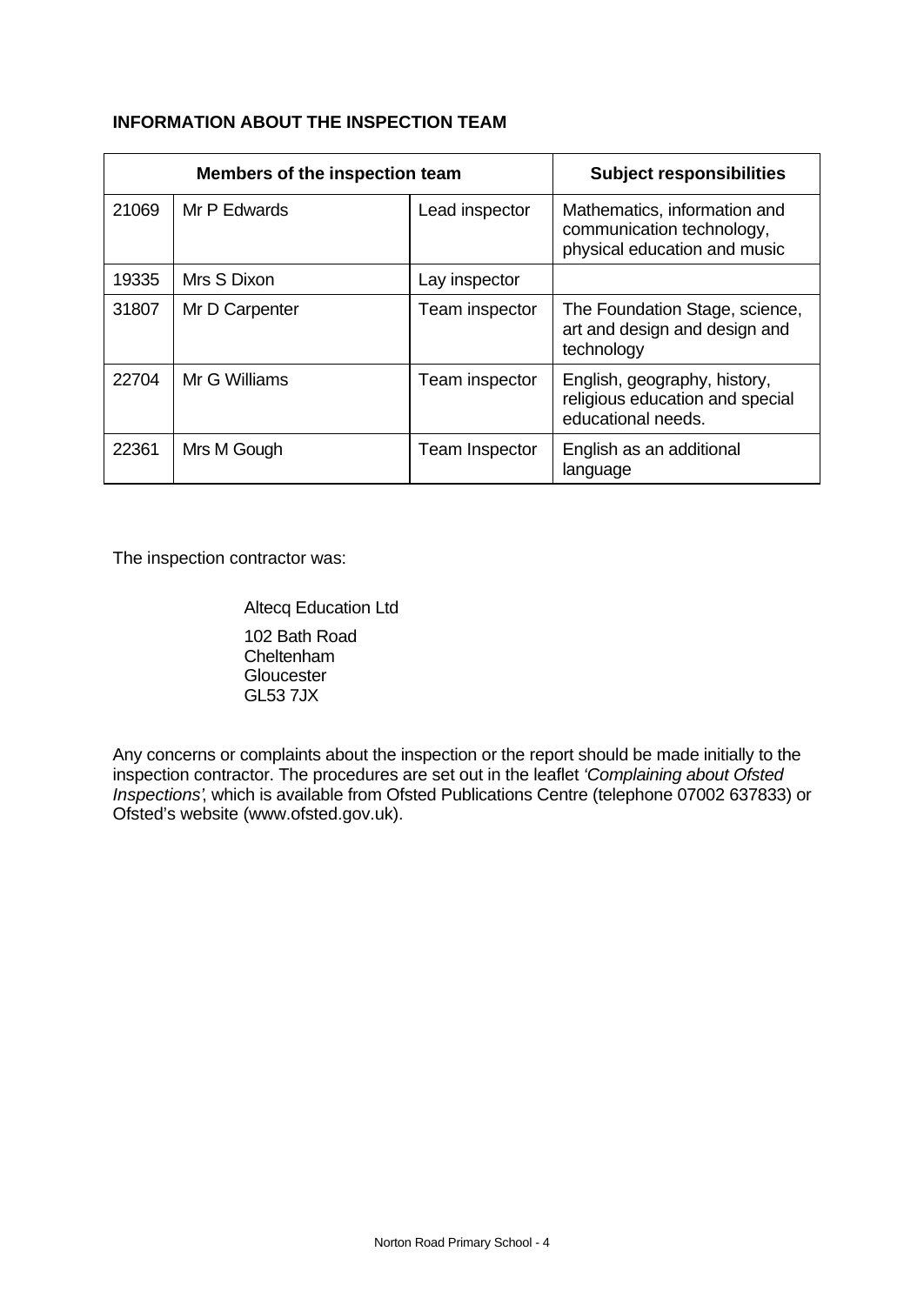**INFORMATION ABOUT THE INSPECTION TEAM**

| Members of the inspection team | | | Subject responsibilities |
|---|---|---|---|
| 21069 | Mr P Edwards | Lead inspector | Mathematics, information and communication technology, physical education and music |
| 19335 | Mrs S Dixon | Lay inspector | |
| 31807 | Mr D Carpenter | Team inspector | The Foundation Stage, science, art and design and design and technology |
| 22704 | Mr G Williams | Team inspector | English, geography, history, religious education and special educational needs. |
| 22361 | Mrs M Gough | Team Inspector | English as an additional language |

The inspection contractor was:

Altecq Education Ltd

102 Bath Road
Cheltenham
Gloucester
GL53 7JX

Any concerns or complaints about the inspection or the report should be made initially to the inspection contractor. The procedures are set out in the leaflet *'Complaining about Ofsted Inspections'*, which is available from Ofsted Publications Centre (telephone 07002 637833) or Ofsted's website (www.ofsted.gov.uk).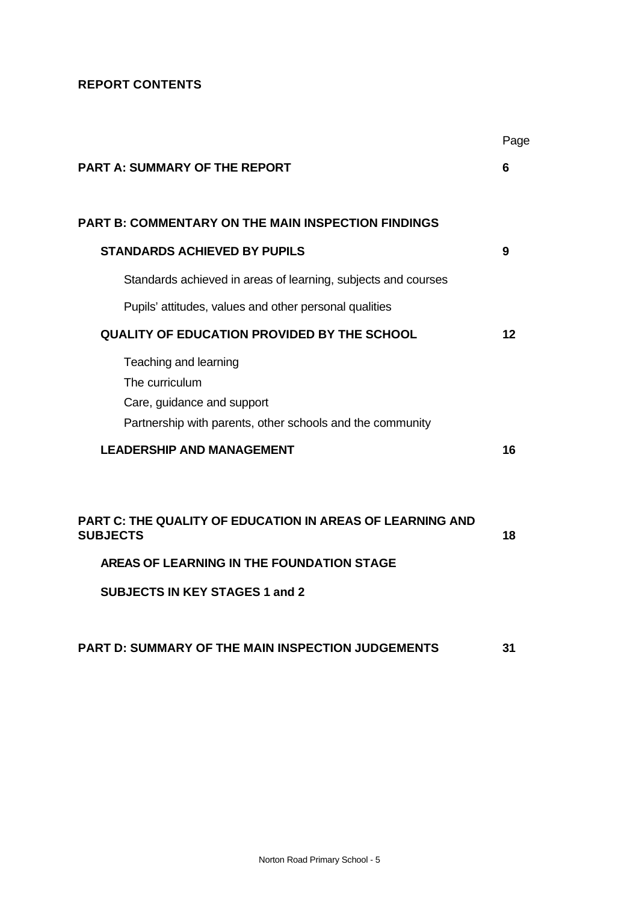**REPORT CONTENTS**

| | Page |
|---|---|
| **PART A: SUMMARY OF THE REPORT** | **6** |
| **PART B: COMMENTARY ON THE MAIN INSPECTION FINDINGS** | |
| **STANDARDS ACHIEVED BY PUPILS** | **9** |
| Standards achieved in areas of learning, subjects and courses | |
| Pupils' attitudes, values and other personal qualities | |
| **QUALITY OF EDUCATION PROVIDED BY THE SCHOOL** | **12** |
| Teaching and learning | |
| The curriculum | |
| Care, guidance and support | |
| Partnership with parents, other schools and the community | |
| **LEADERSHIP AND MANAGEMENT** | **16** |
| **PART C: THE QUALITY OF EDUCATION IN AREAS OF LEARNING AND SUBJECTS** | **18** |
| **AREAS OF LEARNING IN THE FOUNDATION STAGE** | |
| **SUBJECTS IN KEY STAGES 1 and 2** | |
| **PART D: SUMMARY OF THE MAIN INSPECTION JUDGEMENTS** | **31** |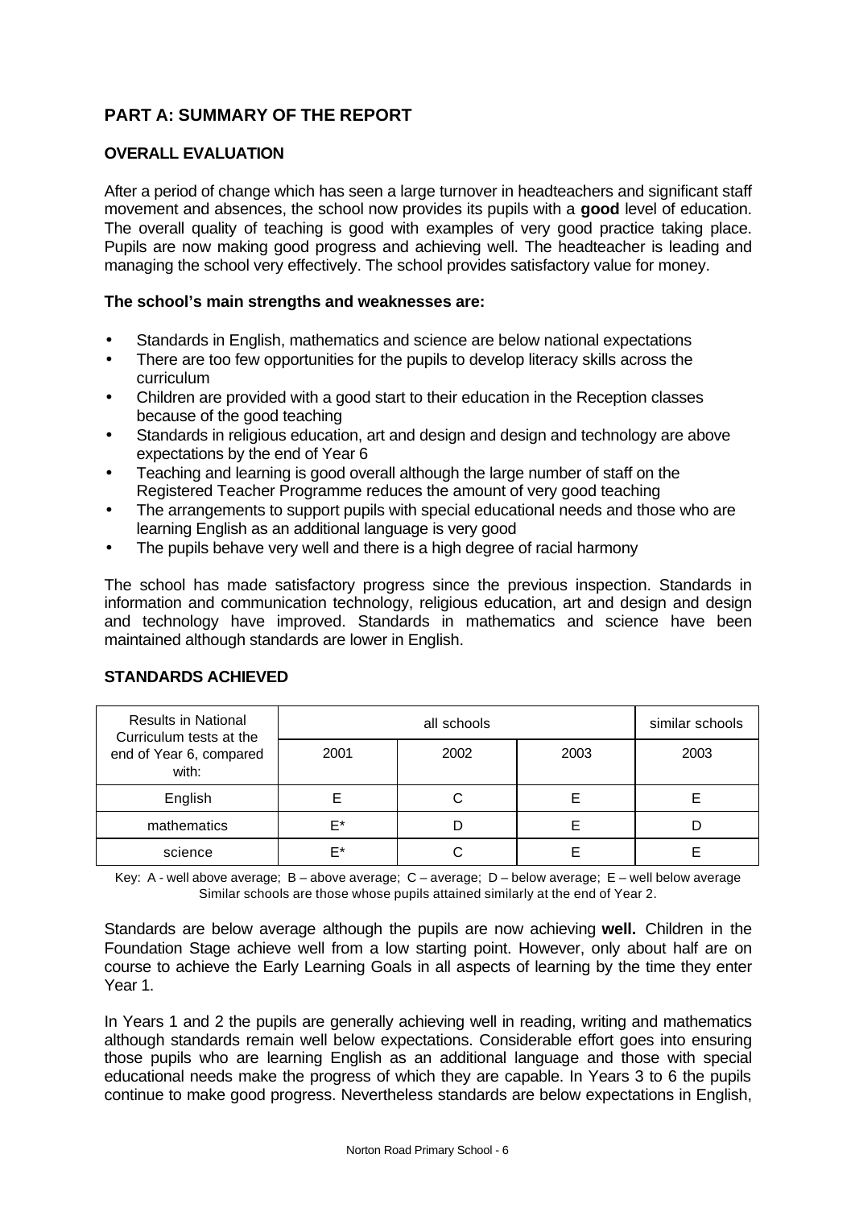## PART A: SUMMARY OF THE REPORT

### OVERALL EVALUATION

After a period of change which has seen a large turnover in headteachers and significant staff movement and absences, the school now provides its pupils with a **good** level of education. The overall quality of teaching is good with examples of very good practice taking place. Pupils are now making good progress and achieving well. The headteacher is leading and managing the school very effectively. The school provides satisfactory value for money.

**The school's main strengths and weaknesses are:**

- Standards in English, mathematics and science are below national expectations
- There are too few opportunities for the pupils to develop literacy skills across the curriculum
- Children are provided with a good start to their education in the Reception classes because of the good teaching
- Standards in religious education, art and design and design and technology are above expectations by the end of Year 6
- Teaching and learning is good overall although the large number of staff on the Registered Teacher Programme reduces the amount of very good teaching
- The arrangements to support pupils with special educational needs and those who are learning English as an additional language is very good
- The pupils behave very well and there is a high degree of racial harmony

The school has made satisfactory progress since the previous inspection. Standards in information and communication technology, religious education, art and design and design and technology have improved. Standards in mathematics and science have been maintained although standards are lower in English.

### STANDARDS ACHIEVED

| Results in National Curriculum tests at the end of Year 6, compared with: | all schools | | | similar schools |
|---|---|---|---|---|
| | 2001 | 2002 | 2003 | 2003 |
| English | E | C | E | E |
| mathematics | E* | D | E | D |
| science | E* | C | E | E |

Key: A - well above average; B – above average; C – average; D – below average; E – well below average
Similar schools are those whose pupils attained similarly at the end of Year 2.

Standards are below average although the pupils are now achieving **well.** Children in the Foundation Stage achieve well from a low starting point. However, only about half are on course to achieve the Early Learning Goals in all aspects of learning by the time they enter Year 1.

In Years 1 and 2 the pupils are generally achieving well in reading, writing and mathematics although standards remain well below expectations. Considerable effort goes into ensuring those pupils who are learning English as an additional language and those with special educational needs make the progress of which they are capable. In Years 3 to 6 the pupils continue to make good progress. Nevertheless standards are below expectations in English,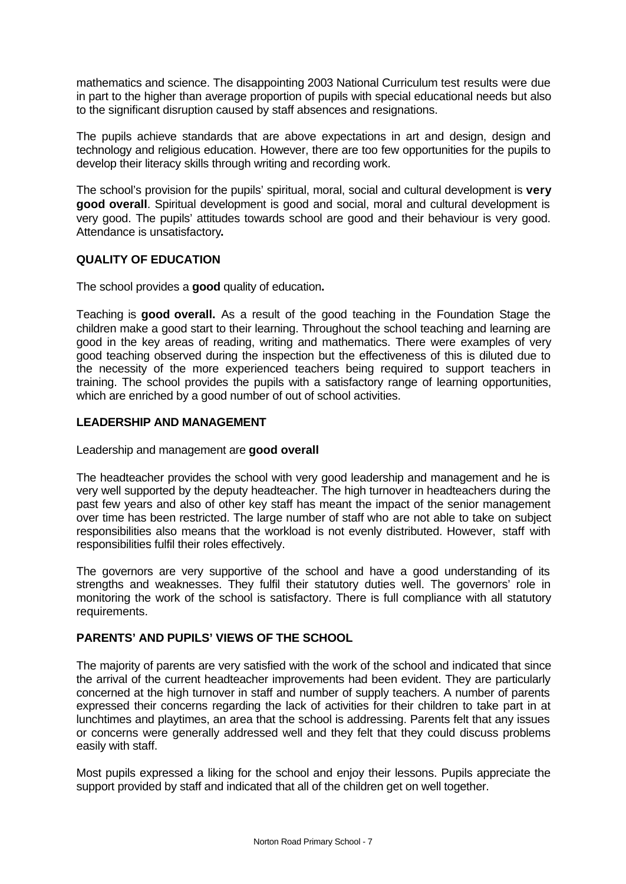mathematics and science. The disappointing 2003 National Curriculum test results were due in part to the higher than average proportion of pupils with special educational needs but also to the significant disruption caused by staff absences and resignations.

The pupils achieve standards that are above expectations in art and design, design and technology and religious education. However, there are too few opportunities for the pupils to develop their literacy skills through writing and recording work.

The school's provision for the pupils' spiritual, moral, social and cultural development is **very good overall**. Spiritual development is good and social, moral and cultural development is very good. The pupils' attitudes towards school are good and their behaviour is very good. Attendance is unsatisfactory**.**

## QUALITY OF EDUCATION

The school provides a **good** quality of education**.**

Teaching is **good overall.** As a result of the good teaching in the Foundation Stage the children make a good start to their learning. Throughout the school teaching and learning are good in the key areas of reading, writing and mathematics. There were examples of very good teaching observed during the inspection but the effectiveness of this is diluted due to the necessity of the more experienced teachers being required to support teachers in training. The school provides the pupils with a satisfactory range of learning opportunities, which are enriched by a good number of out of school activities.

## LEADERSHIP AND MANAGEMENT

Leadership and management are **good overall**

The headteacher provides the school with very good leadership and management and he is very well supported by the deputy headteacher. The high turnover in headteachers during the past few years and also of other key staff has meant the impact of the senior management over time has been restricted. The large number of staff who are not able to take on subject responsibilities also means that the workload is not evenly distributed. However, staff with responsibilities fulfil their roles effectively.

The governors are very supportive of the school and have a good understanding of its strengths and weaknesses. They fulfil their statutory duties well. The governors' role in monitoring the work of the school is satisfactory. There is full compliance with all statutory requirements.

## PARENTS' AND PUPILS' VIEWS OF THE SCHOOL

The majority of parents are very satisfied with the work of the school and indicated that since the arrival of the current headteacher improvements had been evident. They are particularly concerned at the high turnover in staff and number of supply teachers. A number of parents expressed their concerns regarding the lack of activities for their children to take part in at lunchtimes and playtimes, an area that the school is addressing. Parents felt that any issues or concerns were generally addressed well and they felt that they could discuss problems easily with staff.

Most pupils expressed a liking for the school and enjoy their lessons. Pupils appreciate the support provided by staff and indicated that all of the children get on well together.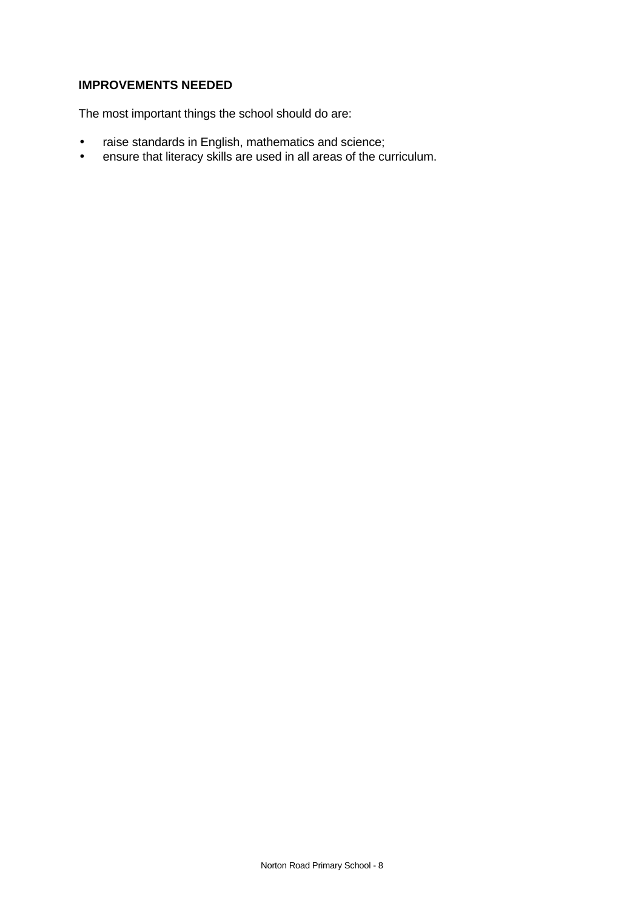**IMPROVEMENTS NEEDED**

The most important things the school should do are:

- raise standards in English, mathematics and science;
- ensure that literacy skills are used in all areas of the curriculum.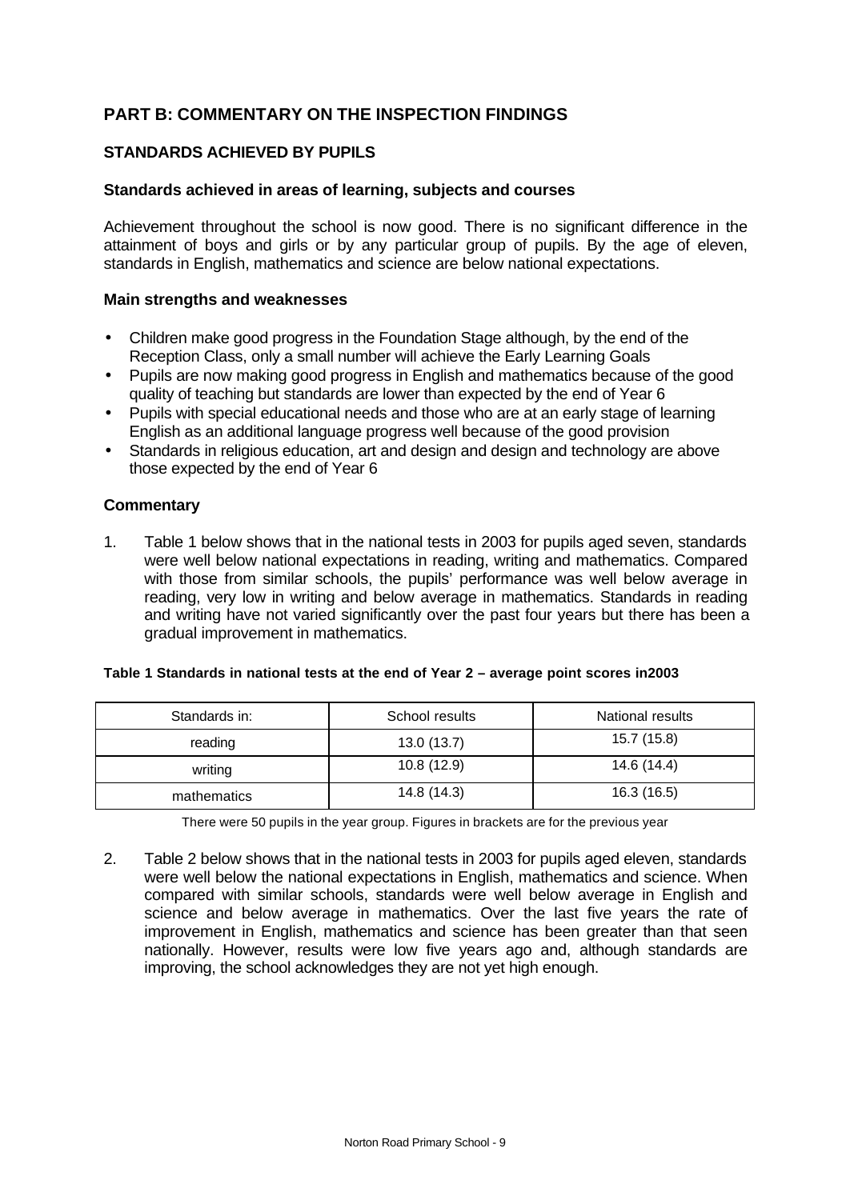## PART B: COMMENTARY ON THE INSPECTION FINDINGS

### STANDARDS ACHIEVED BY PUPILS

#### Standards achieved in areas of learning, subjects and courses

Achievement throughout the school is now good. There is no significant difference in the attainment of boys and girls or by any particular group of pupils. By the age of eleven, standards in English, mathematics and science are below national expectations.

#### Main strengths and weaknesses

- Children make good progress in the Foundation Stage although, by the end of the Reception Class, only a small number will achieve the Early Learning Goals
- Pupils are now making good progress in English and mathematics because of the good quality of teaching but standards are lower than expected by the end of Year 6
- Pupils with special educational needs and those who are at an early stage of learning English as an additional language progress well because of the good provision
- Standards in religious education, art and design and design and technology are above those expected by the end of Year 6

#### Commentary

1. Table 1 below shows that in the national tests in 2003 for pupils aged seven, standards were well below national expectations in reading, writing and mathematics. Compared with those from similar schools, the pupils' performance was well below average in reading, very low in writing and below average in mathematics. Standards in reading and writing have not varied significantly over the past four years but there has been a gradual improvement in mathematics.

**Table 1 Standards in national tests at the end of Year 2 – average point scores in2003**

| Standards in: | School results | National results |
|---|---|---|
| reading | 13.0 (13.7) | 15.7 (15.8) |
| writing | 10.8 (12.9) | 14.6 (14.4) |
| mathematics | 14.8 (14.3) | 16.3 (16.5) |

There were 50 pupils in the year group. Figures in brackets are for the previous year

2. Table 2 below shows that in the national tests in 2003 for pupils aged eleven, standards were well below the national expectations in English, mathematics and science. When compared with similar schools, standards were well below average in English and science and below average in mathematics. Over the last five years the rate of improvement in English, mathematics and science has been greater than that seen nationally. However, results were low five years ago and, although standards are improving, the school acknowledges they are not yet high enough.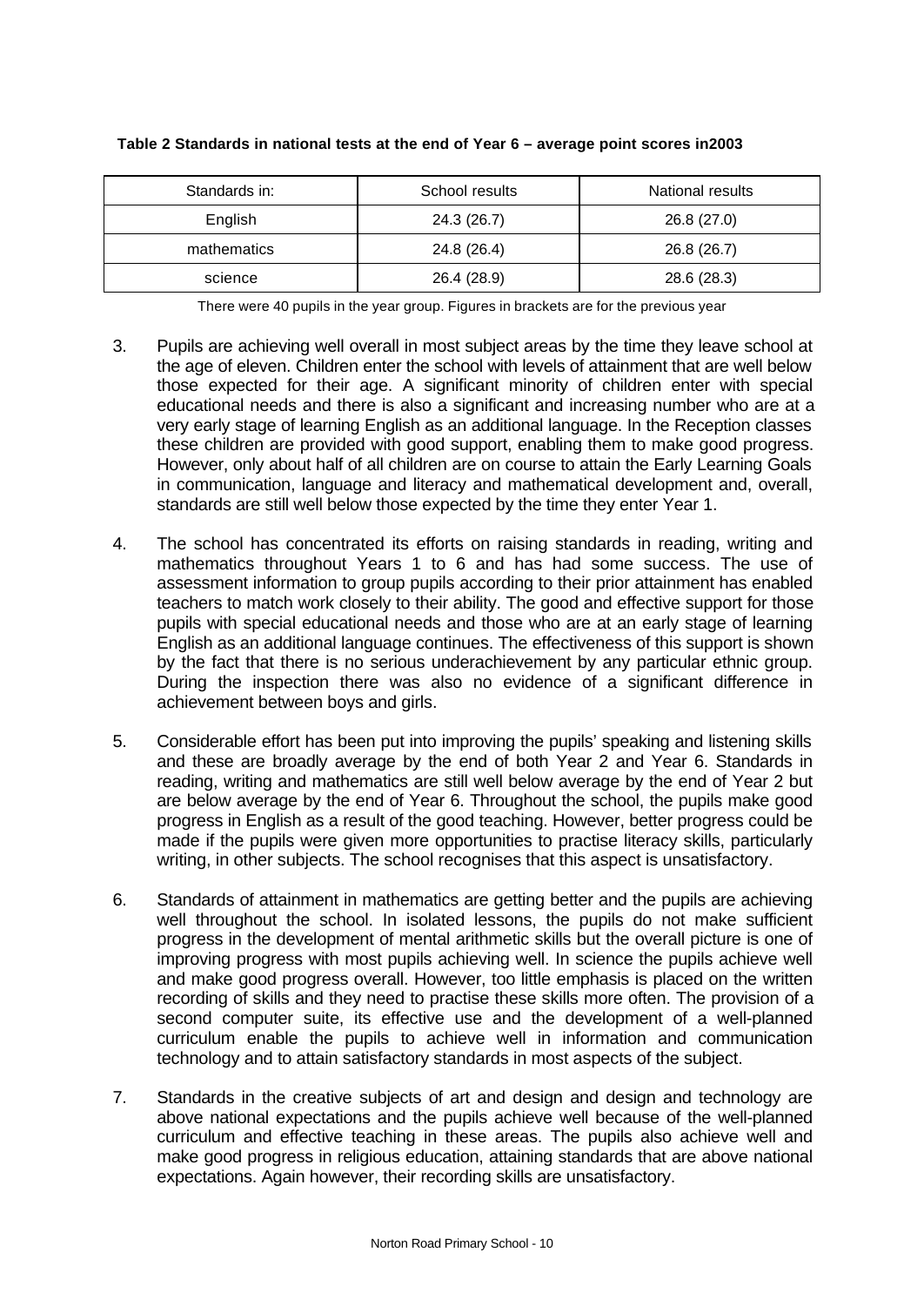**Table 2 Standards in national tests at the end of Year 6 – average point scores in2003**

| Standards in: | School results | National results |
|---|---|---|
| English | 24.3 (26.7) | 26.8 (27.0) |
| mathematics | 24.8 (26.4) | 26.8 (26.7) |
| science | 26.4 (28.9) | 28.6 (28.3) |

There were 40 pupils in the year group. Figures in brackets are for the previous year

3. Pupils are achieving well overall in most subject areas by the time they leave school at the age of eleven. Children enter the school with levels of attainment that are well below those expected for their age. A significant minority of children enter with special educational needs and there is also a significant and increasing number who are at a very early stage of learning English as an additional language. In the Reception classes these children are provided with good support, enabling them to make good progress. However, only about half of all children are on course to attain the Early Learning Goals in communication, language and literacy and mathematical development and, overall, standards are still well below those expected by the time they enter Year 1.

4. The school has concentrated its efforts on raising standards in reading, writing and mathematics throughout Years 1 to 6 and has had some success. The use of assessment information to group pupils according to their prior attainment has enabled teachers to match work closely to their ability. The good and effective support for those pupils with special educational needs and those who are at an early stage of learning English as an additional language continues. The effectiveness of this support is shown by the fact that there is no serious underachievement by any particular ethnic group. During the inspection there was also no evidence of a significant difference in achievement between boys and girls.

5. Considerable effort has been put into improving the pupils' speaking and listening skills and these are broadly average by the end of both Year 2 and Year 6. Standards in reading, writing and mathematics are still well below average by the end of Year 2 but are below average by the end of Year 6. Throughout the school, the pupils make good progress in English as a result of the good teaching. However, better progress could be made if the pupils were given more opportunities to practise literacy skills, particularly writing, in other subjects. The school recognises that this aspect is unsatisfactory.

6. Standards of attainment in mathematics are getting better and the pupils are achieving well throughout the school. In isolated lessons, the pupils do not make sufficient progress in the development of mental arithmetic skills but the overall picture is one of improving progress with most pupils achieving well. In science the pupils achieve well and make good progress overall. However, too little emphasis is placed on the written recording of skills and they need to practise these skills more often. The provision of a second computer suite, its effective use and the development of a well-planned curriculum enable the pupils to achieve well in information and communication technology and to attain satisfactory standards in most aspects of the subject.

7. Standards in the creative subjects of art and design and design and technology are above national expectations and the pupils achieve well because of the well-planned curriculum and effective teaching in these areas. The pupils also achieve well and make good progress in religious education, attaining standards that are above national expectations. Again however, their recording skills are unsatisfactory.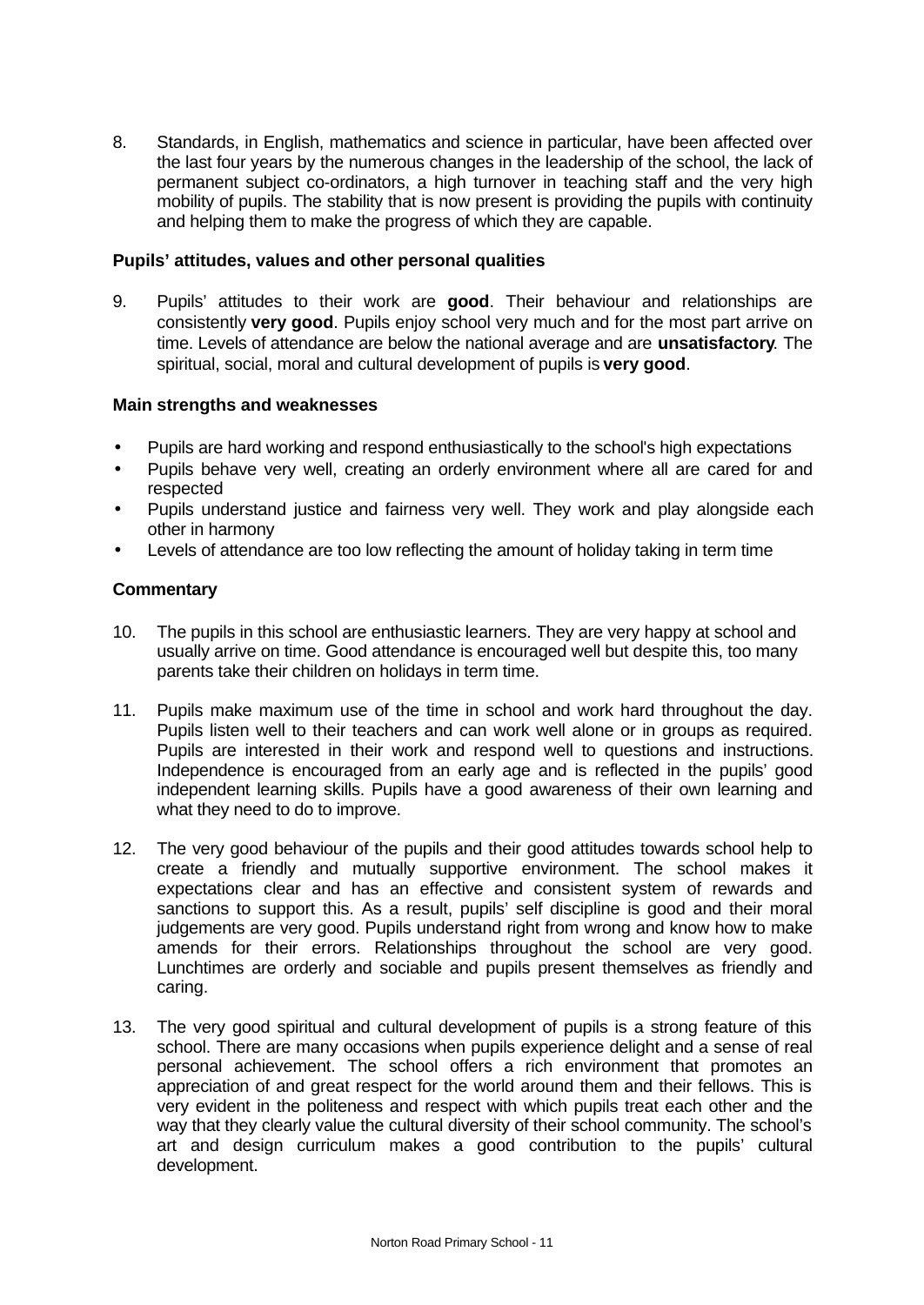8. Standards, in English, mathematics and science in particular, have been affected over the last four years by the numerous changes in the leadership of the school, the lack of permanent subject co-ordinators, a high turnover in teaching staff and the very high mobility of pupils. The stability that is now present is providing the pupils with continuity and helping them to make the progress of which they are capable.

### Pupils' attitudes, values and other personal qualities

9. Pupils' attitudes to their work are **good**. Their behaviour and relationships are consistently **very good**. Pupils enjoy school very much and for the most part arrive on time. Levels of attendance are below the national average and are **unsatisfactory**. The spiritual, social, moral and cultural development of pupils is **very good**.

### Main strengths and weaknesses

- Pupils are hard working and respond enthusiastically to the school's high expectations
- Pupils behave very well, creating an orderly environment where all are cared for and respected
- Pupils understand justice and fairness very well. They work and play alongside each other in harmony
- Levels of attendance are too low reflecting the amount of holiday taking in term time

### Commentary

10. The pupils in this school are enthusiastic learners. They are very happy at school and usually arrive on time. Good attendance is encouraged well but despite this, too many parents take their children on holidays in term time.

11. Pupils make maximum use of the time in school and work hard throughout the day. Pupils listen well to their teachers and can work well alone or in groups as required. Pupils are interested in their work and respond well to questions and instructions. Independence is encouraged from an early age and is reflected in the pupils' good independent learning skills. Pupils have a good awareness of their own learning and what they need to do to improve.

12. The very good behaviour of the pupils and their good attitudes towards school help to create a friendly and mutually supportive environment. The school makes it expectations clear and has an effective and consistent system of rewards and sanctions to support this. As a result, pupils' self discipline is good and their moral judgements are very good. Pupils understand right from wrong and know how to make amends for their errors. Relationships throughout the school are very good. Lunchtimes are orderly and sociable and pupils present themselves as friendly and caring.

13. The very good spiritual and cultural development of pupils is a strong feature of this school. There are many occasions when pupils experience delight and a sense of real personal achievement. The school offers a rich environment that promotes an appreciation of and great respect for the world around them and their fellows. This is very evident in the politeness and respect with which pupils treat each other and the way that they clearly value the cultural diversity of their school community. The school's art and design curriculum makes a good contribution to the pupils' cultural development.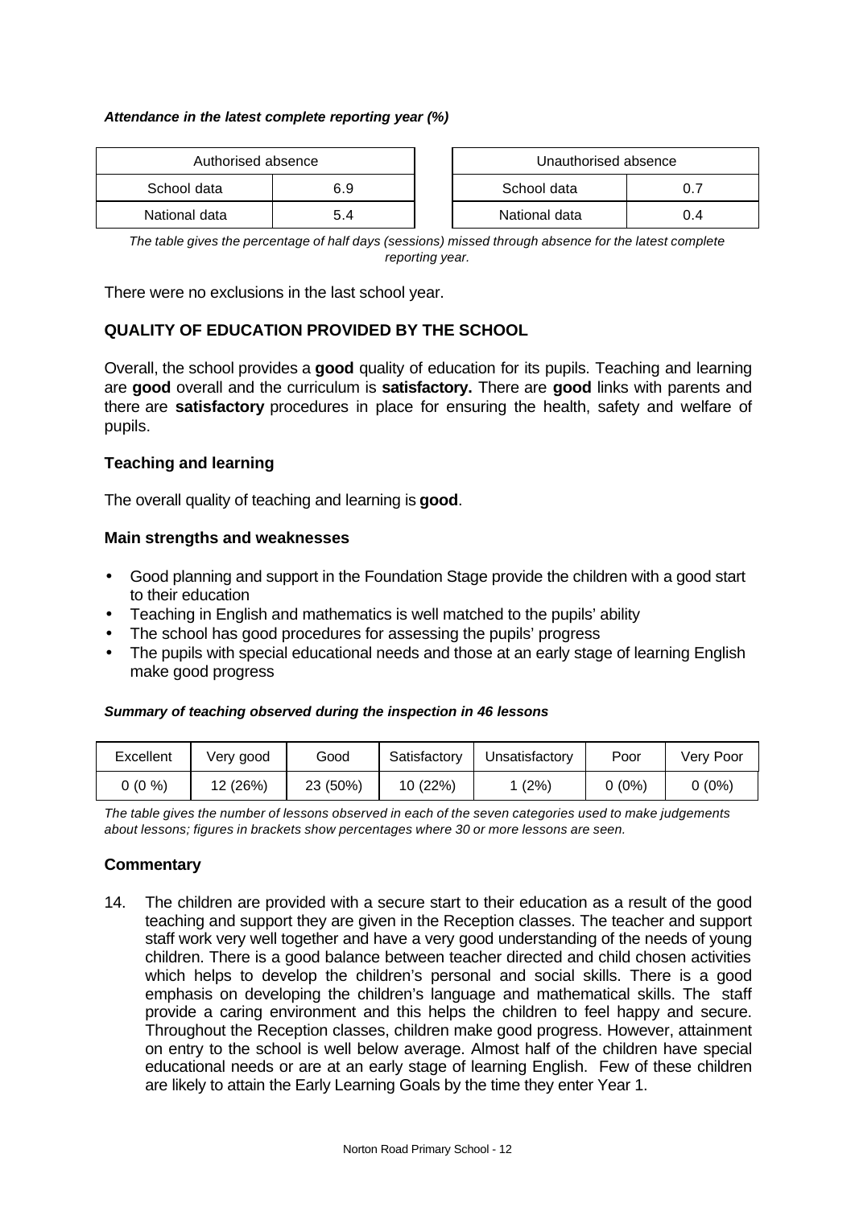***Attendance in the latest complete reporting year (%)***

| Authorised absence | |
|---|---|
| School data | 6.9 |
| National data | 5.4 |

| Unauthorised absence | |
|---|---|
| School data | 0.7 |
| National data | 0.4 |

*The table gives the percentage of half days (sessions) missed through absence for the latest complete reporting year.*

There were no exclusions in the last school year.

## QUALITY OF EDUCATION PROVIDED BY THE SCHOOL

Overall, the school provides a **good** quality of education for its pupils. Teaching and learning are **good** overall and the curriculum is **satisfactory.** There are **good** links with parents and there are **satisfactory** procedures in place for ensuring the health, safety and welfare of pupils.

### Teaching and learning

The overall quality of teaching and learning is **good**.

### Main strengths and weaknesses

- Good planning and support in the Foundation Stage provide the children with a good start to their education
- Teaching in English and mathematics is well matched to the pupils' ability
- The school has good procedures for assessing the pupils' progress
- The pupils with special educational needs and those at an early stage of learning English make good progress

***Summary of teaching observed during the inspection in 46 lessons***

| Excellent | Very good | Good | Satisfactory | Unsatisfactory | Poor | Very Poor |
|---|---|---|---|---|---|---|
| 0 (0 %) | 12 (26%) | 23 (50%) | 10 (22%) | 1 (2%) | 0 (0%) | 0 (0%) |

*The table gives the number of lessons observed in each of the seven categories used to make judgements about lessons; figures in brackets show percentages where 30 or more lessons are seen.*

### Commentary

14. The children are provided with a secure start to their education as a result of the good teaching and support they are given in the Reception classes. The teacher and support staff work very well together and have a very good understanding of the needs of young children. There is a good balance between teacher directed and child chosen activities which helps to develop the children's personal and social skills. There is a good emphasis on developing the children's language and mathematical skills. The staff provide a caring environment and this helps the children to feel happy and secure. Throughout the Reception classes, children make good progress. However, attainment on entry to the school is well below average. Almost half of the children have special educational needs or are at an early stage of learning English. Few of these children are likely to attain the Early Learning Goals by the time they enter Year 1.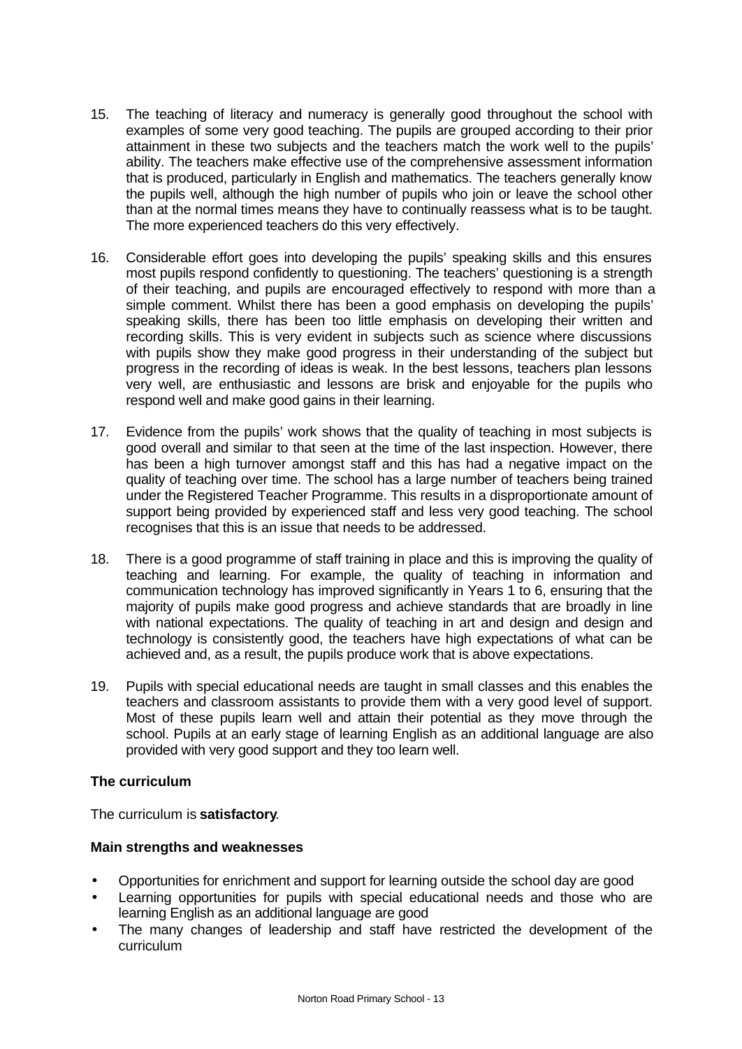15. The teaching of literacy and numeracy is generally good throughout the school with examples of some very good teaching. The pupils are grouped according to their prior attainment in these two subjects and the teachers match the work well to the pupils' ability. The teachers make effective use of the comprehensive assessment information that is produced, particularly in English and mathematics. The teachers generally know the pupils well, although the high number of pupils who join or leave the school other than at the normal times means they have to continually reassess what is to be taught. The more experienced teachers do this very effectively.

16. Considerable effort goes into developing the pupils' speaking skills and this ensures most pupils respond confidently to questioning. The teachers' questioning is a strength of their teaching, and pupils are encouraged effectively to respond with more than a simple comment. Whilst there has been a good emphasis on developing the pupils' speaking skills, there has been too little emphasis on developing their written and recording skills. This is very evident in subjects such as science where discussions with pupils show they make good progress in their understanding of the subject but progress in the recording of ideas is weak. In the best lessons, teachers plan lessons very well, are enthusiastic and lessons are brisk and enjoyable for the pupils who respond well and make good gains in their learning.

17. Evidence from the pupils' work shows that the quality of teaching in most subjects is good overall and similar to that seen at the time of the last inspection. However, there has been a high turnover amongst staff and this has had a negative impact on the quality of teaching over time. The school has a large number of teachers being trained under the Registered Teacher Programme. This results in a disproportionate amount of support being provided by experienced staff and less very good teaching. The school recognises that this is an issue that needs to be addressed.

18. There is a good programme of staff training in place and this is improving the quality of teaching and learning. For example, the quality of teaching in information and communication technology has improved significantly in Years 1 to 6, ensuring that the majority of pupils make good progress and achieve standards that are broadly in line with national expectations. The quality of teaching in art and design and design and technology is consistently good, the teachers have high expectations of what can be achieved and, as a result, the pupils produce work that is above expectations.

19. Pupils with special educational needs are taught in small classes and this enables the teachers and classroom assistants to provide them with a very good level of support. Most of these pupils learn well and attain their potential as they move through the school. Pupils at an early stage of learning English as an additional language are also provided with very good support and they too learn well.

### The curriculum

The curriculum is **satisfactory**.

#### Main strengths and weaknesses

- Opportunities for enrichment and support for learning outside the school day are good
- Learning opportunities for pupils with special educational needs and those who are learning English as an additional language are good
- The many changes of leadership and staff have restricted the development of the curriculum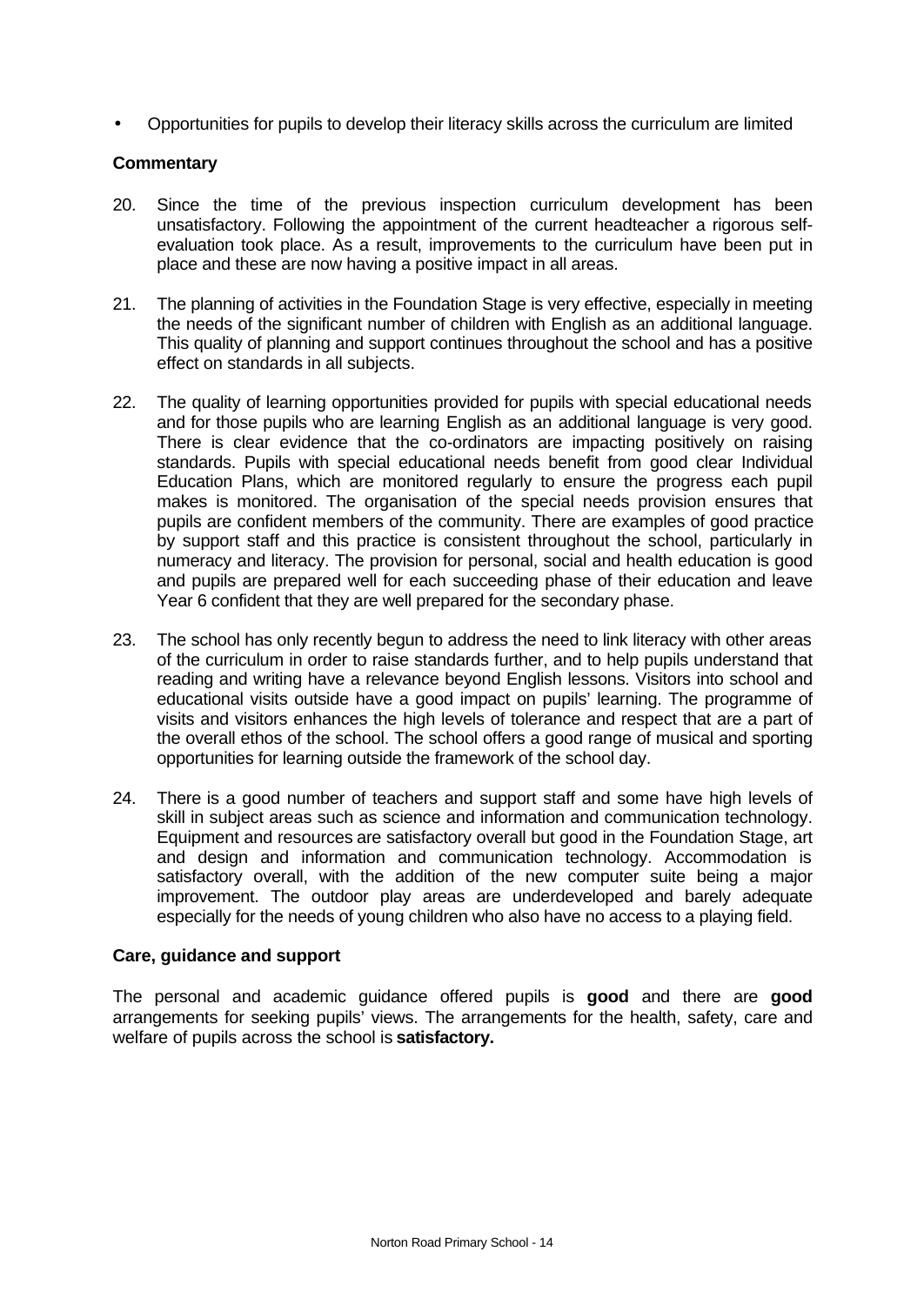- Opportunities for pupils to develop their literacy skills across the curriculum are limited

### Commentary

20. Since the time of the previous inspection curriculum development has been unsatisfactory. Following the appointment of the current headteacher a rigorous self-evaluation took place. As a result, improvements to the curriculum have been put in place and these are now having a positive impact in all areas.

21. The planning of activities in the Foundation Stage is very effective, especially in meeting the needs of the significant number of children with English as an additional language. This quality of planning and support continues throughout the school and has a positive effect on standards in all subjects.

22. The quality of learning opportunities provided for pupils with special educational needs and for those pupils who are learning English as an additional language is very good. There is clear evidence that the co-ordinators are impacting positively on raising standards. Pupils with special educational needs benefit from good clear Individual Education Plans, which are monitored regularly to ensure the progress each pupil makes is monitored. The organisation of the special needs provision ensures that pupils are confident members of the community. There are examples of good practice by support staff and this practice is consistent throughout the school, particularly in numeracy and literacy. The provision for personal, social and health education is good and pupils are prepared well for each succeeding phase of their education and leave Year 6 confident that they are well prepared for the secondary phase.

23. The school has only recently begun to address the need to link literacy with other areas of the curriculum in order to raise standards further, and to help pupils understand that reading and writing have a relevance beyond English lessons. Visitors into school and educational visits outside have a good impact on pupils' learning. The programme of visits and visitors enhances the high levels of tolerance and respect that are a part of the overall ethos of the school. The school offers a good range of musical and sporting opportunities for learning outside the framework of the school day.

24. There is a good number of teachers and support staff and some have high levels of skill in subject areas such as science and information and communication technology. Equipment and resources are satisfactory overall but good in the Foundation Stage, art and design and information and communication technology. Accommodation is satisfactory overall, with the addition of the new computer suite being a major improvement. The outdoor play areas are underdeveloped and barely adequate especially for the needs of young children who also have no access to a playing field.

### Care, guidance and support

The personal and academic guidance offered pupils is **good** and there are **good** arrangements for seeking pupils' views. The arrangements for the health, safety, care and welfare of pupils across the school is **satisfactory.**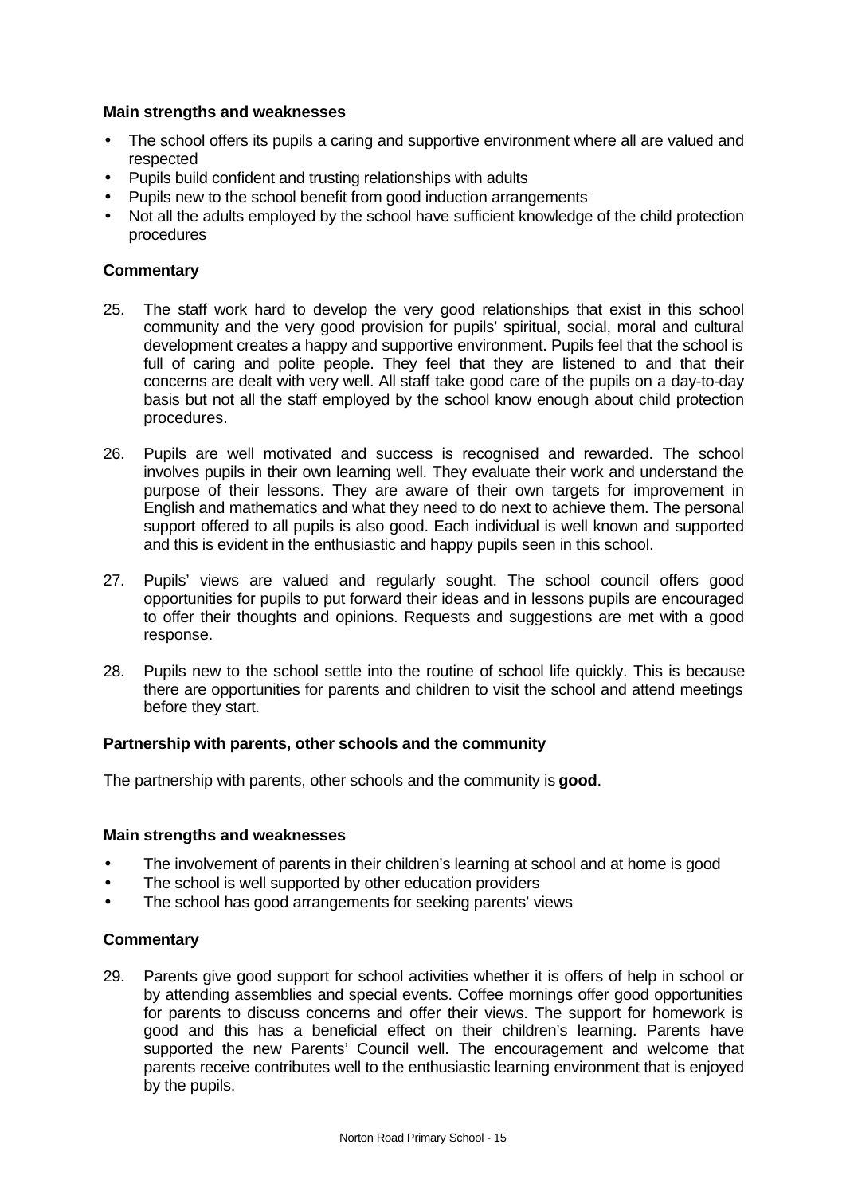### Main strengths and weaknesses

- The school offers its pupils a caring and supportive environment where all are valued and respected
- Pupils build confident and trusting relationships with adults
- Pupils new to the school benefit from good induction arrangements
- Not all the adults employed by the school have sufficient knowledge of the child protection procedures

### Commentary

25. The staff work hard to develop the very good relationships that exist in this school community and the very good provision for pupils' spiritual, social, moral and cultural development creates a happy and supportive environment. Pupils feel that the school is full of caring and polite people. They feel that they are listened to and that their concerns are dealt with very well. All staff take good care of the pupils on a day-to-day basis but not all the staff employed by the school know enough about child protection procedures.

26. Pupils are well motivated and success is recognised and rewarded. The school involves pupils in their own learning well. They evaluate their work and understand the purpose of their lessons. They are aware of their own targets for improvement in English and mathematics and what they need to do next to achieve them. The personal support offered to all pupils is also good. Each individual is well known and supported and this is evident in the enthusiastic and happy pupils seen in this school.

27. Pupils' views are valued and regularly sought. The school council offers good opportunities for pupils to put forward their ideas and in lessons pupils are encouraged to offer their thoughts and opinions. Requests and suggestions are met with a good response.

28. Pupils new to the school settle into the routine of school life quickly. This is because there are opportunities for parents and children to visit the school and attend meetings before they start.

### Partnership with parents, other schools and the community

The partnership with parents, other schools and the community is **good**.

### Main strengths and weaknesses

- The involvement of parents in their children's learning at school and at home is good
- The school is well supported by other education providers
- The school has good arrangements for seeking parents' views

### Commentary

29. Parents give good support for school activities whether it is offers of help in school or by attending assemblies and special events. Coffee mornings offer good opportunities for parents to discuss concerns and offer their views. The support for homework is good and this has a beneficial effect on their children's learning. Parents have supported the new Parents' Council well. The encouragement and welcome that parents receive contributes well to the enthusiastic learning environment that is enjoyed by the pupils.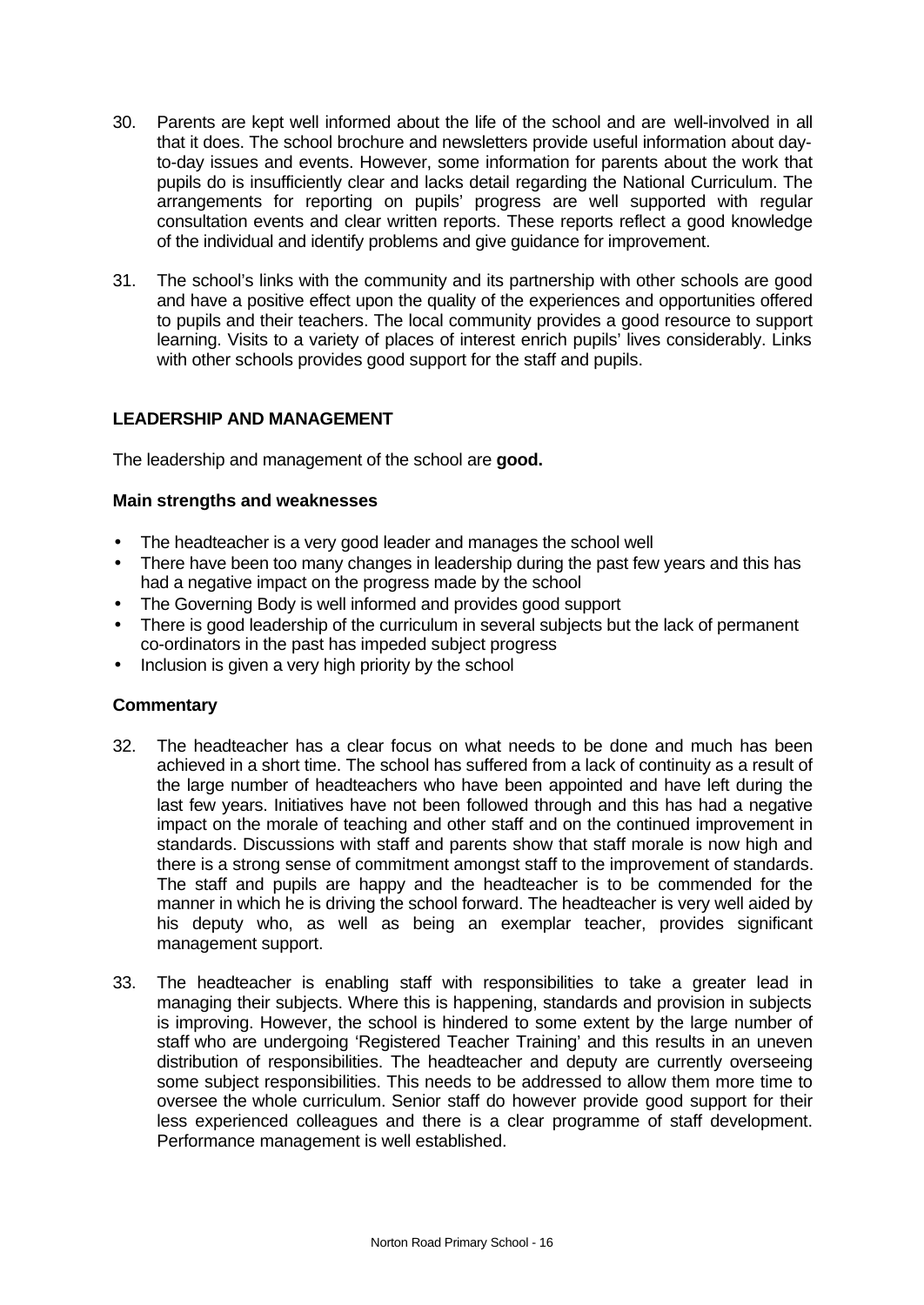30. Parents are kept well informed about the life of the school and are well-involved in all that it does. The school brochure and newsletters provide useful information about day-to-day issues and events. However, some information for parents about the work that pupils do is insufficiently clear and lacks detail regarding the National Curriculum. The arrangements for reporting on pupils' progress are well supported with regular consultation events and clear written reports. These reports reflect a good knowledge of the individual and identify problems and give guidance for improvement.

31. The school's links with the community and its partnership with other schools are good and have a positive effect upon the quality of the experiences and opportunities offered to pupils and their teachers. The local community provides a good resource to support learning. Visits to a variety of places of interest enrich pupils' lives considerably. Links with other schools provides good support for the staff and pupils.

## LEADERSHIP AND MANAGEMENT

The leadership and management of the school are **good.**

### Main strengths and weaknesses

- The headteacher is a very good leader and manages the school well
- There have been too many changes in leadership during the past few years and this has had a negative impact on the progress made by the school
- The Governing Body is well informed and provides good support
- There is good leadership of the curriculum in several subjects but the lack of permanent co-ordinators in the past has impeded subject progress
- Inclusion is given a very high priority by the school

### Commentary

32. The headteacher has a clear focus on what needs to be done and much has been achieved in a short time. The school has suffered from a lack of continuity as a result of the large number of headteachers who have been appointed and have left during the last few years. Initiatives have not been followed through and this has had a negative impact on the morale of teaching and other staff and on the continued improvement in standards. Discussions with staff and parents show that staff morale is now high and there is a strong sense of commitment amongst staff to the improvement of standards. The staff and pupils are happy and the headteacher is to be commended for the manner in which he is driving the school forward. The headteacher is very well aided by his deputy who, as well as being an exemplar teacher, provides significant management support.

33. The headteacher is enabling staff with responsibilities to take a greater lead in managing their subjects. Where this is happening, standards and provision in subjects is improving. However, the school is hindered to some extent by the large number of staff who are undergoing 'Registered Teacher Training' and this results in an uneven distribution of responsibilities. The headteacher and deputy are currently overseeing some subject responsibilities. This needs to be addressed to allow them more time to oversee the whole curriculum. Senior staff do however provide good support for their less experienced colleagues and there is a clear programme of staff development. Performance management is well established.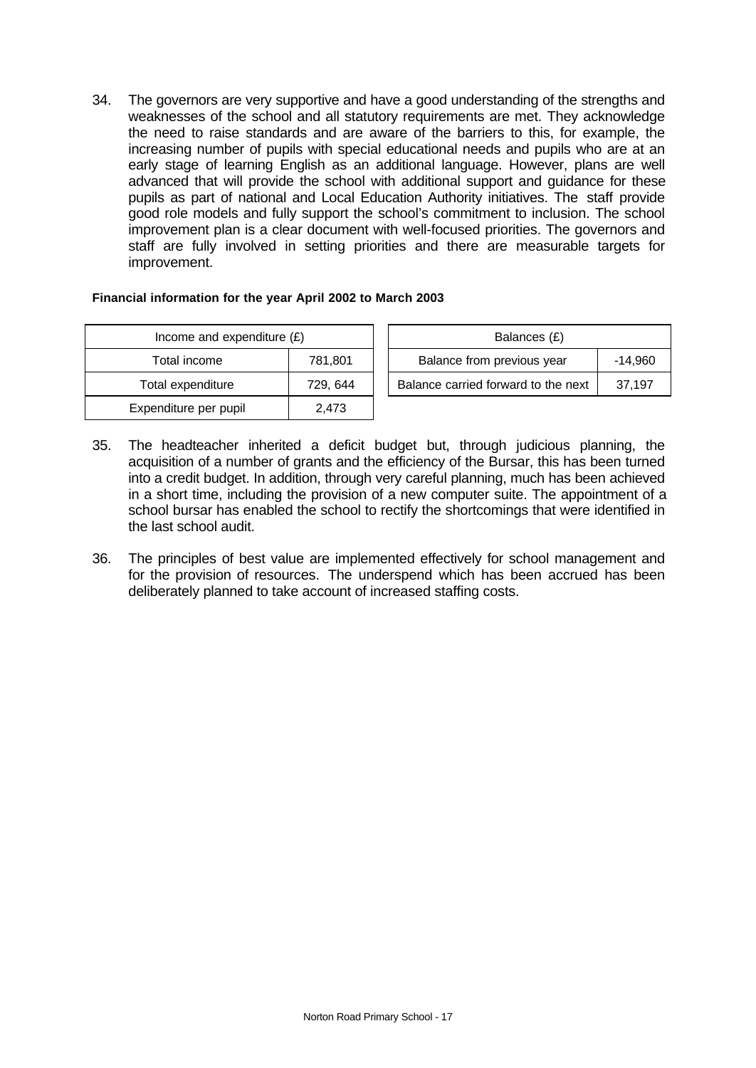34. The governors are very supportive and have a good understanding of the strengths and weaknesses of the school and all statutory requirements are met. They acknowledge the need to raise standards and are aware of the barriers to this, for example, the increasing number of pupils with special educational needs and pupils who are at an early stage of learning English as an additional language. However, plans are well advanced that will provide the school with additional support and guidance for these pupils as part of national and Local Education Authority initiatives. The staff provide good role models and fully support the school's commitment to inclusion. The school improvement plan is a clear document with well-focused priorities. The governors and staff are fully involved in setting priorities and there are measurable targets for improvement.

**Financial information for the year April 2002 to March 2003**

| Income and expenditure (£) | |
|---|---|
| Total income | 781,801 |
| Total expenditure | 729, 644 |
| Expenditure per pupil | 2,473 |

| Balances (£) | |
|---|---|
| Balance from previous year | -14,960 |
| Balance carried forward to the next | 37,197 |

35. The headteacher inherited a deficit budget but, through judicious planning, the acquisition of a number of grants and the efficiency of the Bursar, this has been turned into a credit budget. In addition, through very careful planning, much has been achieved in a short time, including the provision of a new computer suite. The appointment of a school bursar has enabled the school to rectify the shortcomings that were identified in the last school audit.

36. The principles of best value are implemented effectively for school management and for the provision of resources. The underspend which has been accrued has been deliberately planned to take account of increased staffing costs.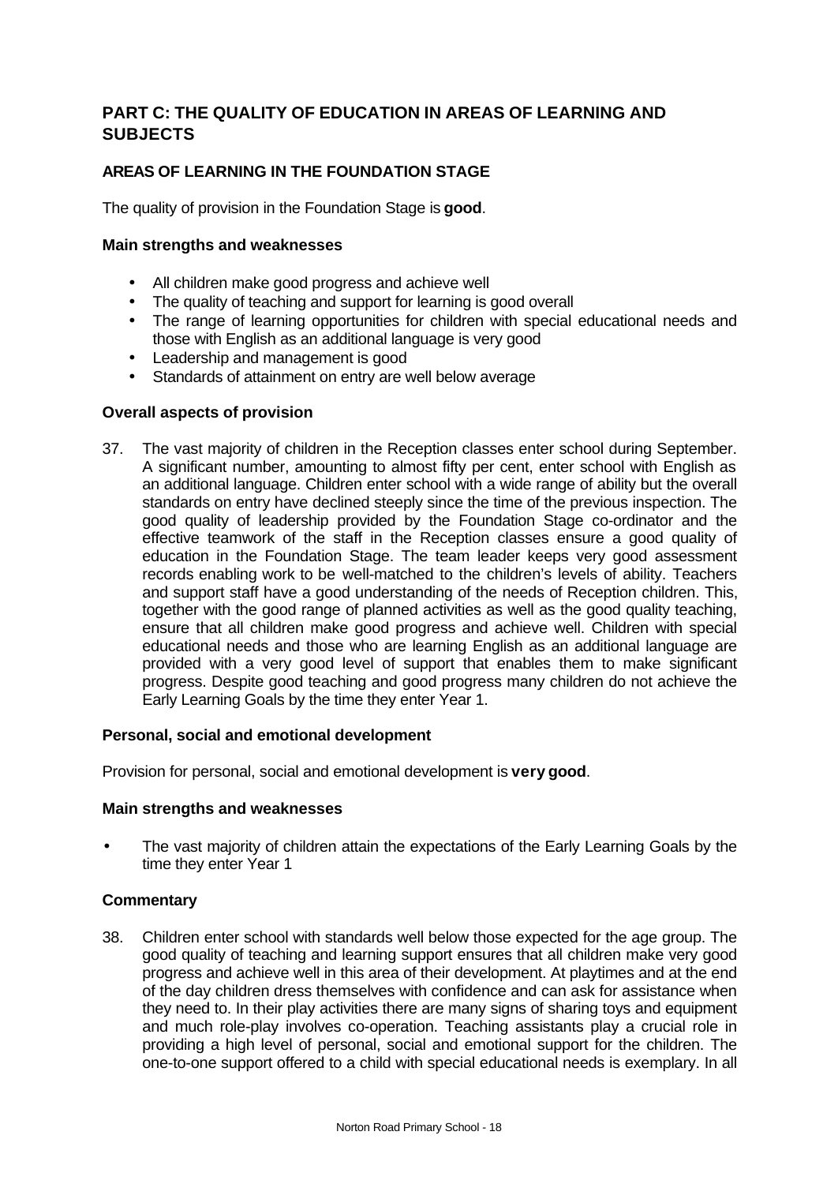## PART C: THE QUALITY OF EDUCATION IN AREAS OF LEARNING AND SUBJECTS

### AREAS OF LEARNING IN THE FOUNDATION STAGE

The quality of provision in the Foundation Stage is **good**.

#### Main strengths and weaknesses

- All children make good progress and achieve well
- The quality of teaching and support for learning is good overall
- The range of learning opportunities for children with special educational needs and those with English as an additional language is very good
- Leadership and management is good
- Standards of attainment on entry are well below average

#### Overall aspects of provision

37. The vast majority of children in the Reception classes enter school during September. A significant number, amounting to almost fifty per cent, enter school with English as an additional language. Children enter school with a wide range of ability but the overall standards on entry have declined steeply since the time of the previous inspection. The good quality of leadership provided by the Foundation Stage co-ordinator and the effective teamwork of the staff in the Reception classes ensure a good quality of education in the Foundation Stage. The team leader keeps very good assessment records enabling work to be well-matched to the children's levels of ability. Teachers and support staff have a good understanding of the needs of Reception children. This, together with the good range of planned activities as well as the good quality teaching, ensure that all children make good progress and achieve well. Children with special educational needs and those who are learning English as an additional language are provided with a very good level of support that enables them to make significant progress. Despite good teaching and good progress many children do not achieve the Early Learning Goals by the time they enter Year 1.

#### Personal, social and emotional development

Provision for personal, social and emotional development is **very good**.

#### Main strengths and weaknesses

- The vast majority of children attain the expectations of the Early Learning Goals by the time they enter Year 1

#### Commentary

38. Children enter school with standards well below those expected for the age group. The good quality of teaching and learning support ensures that all children make very good progress and achieve well in this area of their development. At playtimes and at the end of the day children dress themselves with confidence and can ask for assistance when they need to. In their play activities there are many signs of sharing toys and equipment and much role-play involves co-operation. Teaching assistants play a crucial role in providing a high level of personal, social and emotional support for the children. The one-to-one support offered to a child with special educational needs is exemplary. In all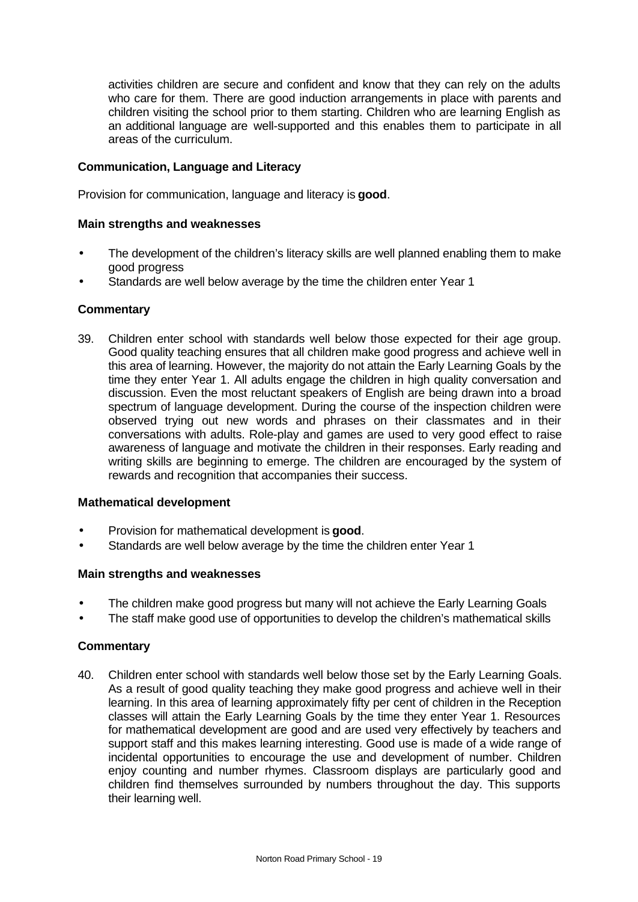activities children are secure and confident and know that they can rely on the adults who care for them. There are good induction arrangements in place with parents and children visiting the school prior to them starting. Children who are learning English as an additional language are well-supported and this enables them to participate in all areas of the curriculum.

**Communication, Language and Literacy**

Provision for communication, language and literacy is **good**.

**Main strengths and weaknesses**

- The development of the children's literacy skills are well planned enabling them to make good progress
- Standards are well below average by the time the children enter Year 1

**Commentary**

39. Children enter school with standards well below those expected for their age group. Good quality teaching ensures that all children make good progress and achieve well in this area of learning. However, the majority do not attain the Early Learning Goals by the time they enter Year 1. All adults engage the children in high quality conversation and discussion. Even the most reluctant speakers of English are being drawn into a broad spectrum of language development. During the course of the inspection children were observed trying out new words and phrases on their classmates and in their conversations with adults. Role-play and games are used to very good effect to raise awareness of language and motivate the children in their responses. Early reading and writing skills are beginning to emerge. The children are encouraged by the system of rewards and recognition that accompanies their success.

**Mathematical development**

- Provision for mathematical development is **good**.
- Standards are well below average by the time the children enter Year 1

**Main strengths and weaknesses**

- The children make good progress but many will not achieve the Early Learning Goals
- The staff make good use of opportunities to develop the children's mathematical skills

**Commentary**

40. Children enter school with standards well below those set by the Early Learning Goals. As a result of good quality teaching they make good progress and achieve well in their learning. In this area of learning approximately fifty per cent of children in the Reception classes will attain the Early Learning Goals by the time they enter Year 1. Resources for mathematical development are good and are used very effectively by teachers and support staff and this makes learning interesting. Good use is made of a wide range of incidental opportunities to encourage the use and development of number. Children enjoy counting and number rhymes. Classroom displays are particularly good and children find themselves surrounded by numbers throughout the day. This supports their learning well.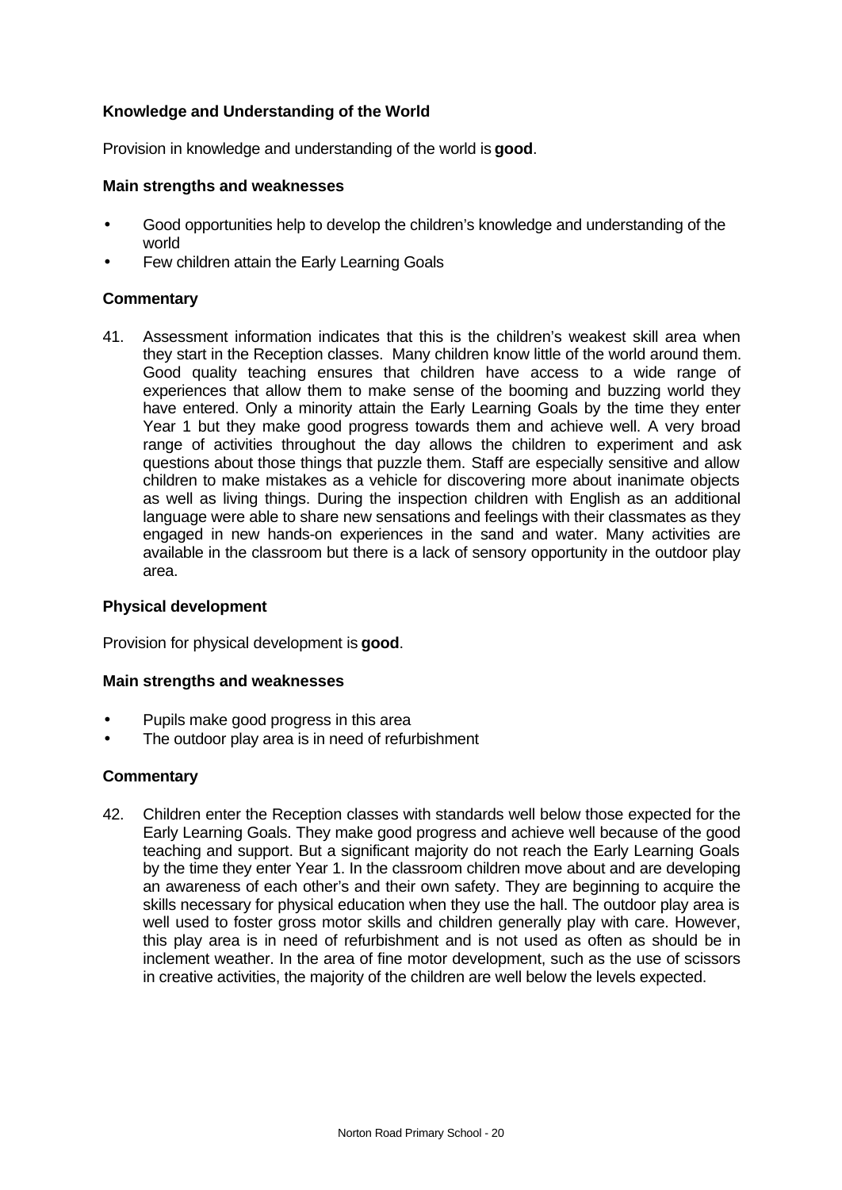### Knowledge and Understanding of the World

Provision in knowledge and understanding of the world is **good**.

#### Main strengths and weaknesses

- Good opportunities help to develop the children's knowledge and understanding of the world
- Few children attain the Early Learning Goals

#### Commentary

41. Assessment information indicates that this is the children's weakest skill area when they start in the Reception classes. Many children know little of the world around them. Good quality teaching ensures that children have access to a wide range of experiences that allow them to make sense of the booming and buzzing world they have entered. Only a minority attain the Early Learning Goals by the time they enter Year 1 but they make good progress towards them and achieve well. A very broad range of activities throughout the day allows the children to experiment and ask questions about those things that puzzle them. Staff are especially sensitive and allow children to make mistakes as a vehicle for discovering more about inanimate objects as well as living things. During the inspection children with English as an additional language were able to share new sensations and feelings with their classmates as they engaged in new hands-on experiences in the sand and water. Many activities are available in the classroom but there is a lack of sensory opportunity in the outdoor play area.

### Physical development

Provision for physical development is **good**.

#### Main strengths and weaknesses

- Pupils make good progress in this area
- The outdoor play area is in need of refurbishment

#### Commentary

42. Children enter the Reception classes with standards well below those expected for the Early Learning Goals. They make good progress and achieve well because of the good teaching and support. But a significant majority do not reach the Early Learning Goals by the time they enter Year 1. In the classroom children move about and are developing an awareness of each other's and their own safety. They are beginning to acquire the skills necessary for physical education when they use the hall. The outdoor play area is well used to foster gross motor skills and children generally play with care. However, this play area is in need of refurbishment and is not used as often as should be in inclement weather. In the area of fine motor development, such as the use of scissors in creative activities, the majority of the children are well below the levels expected.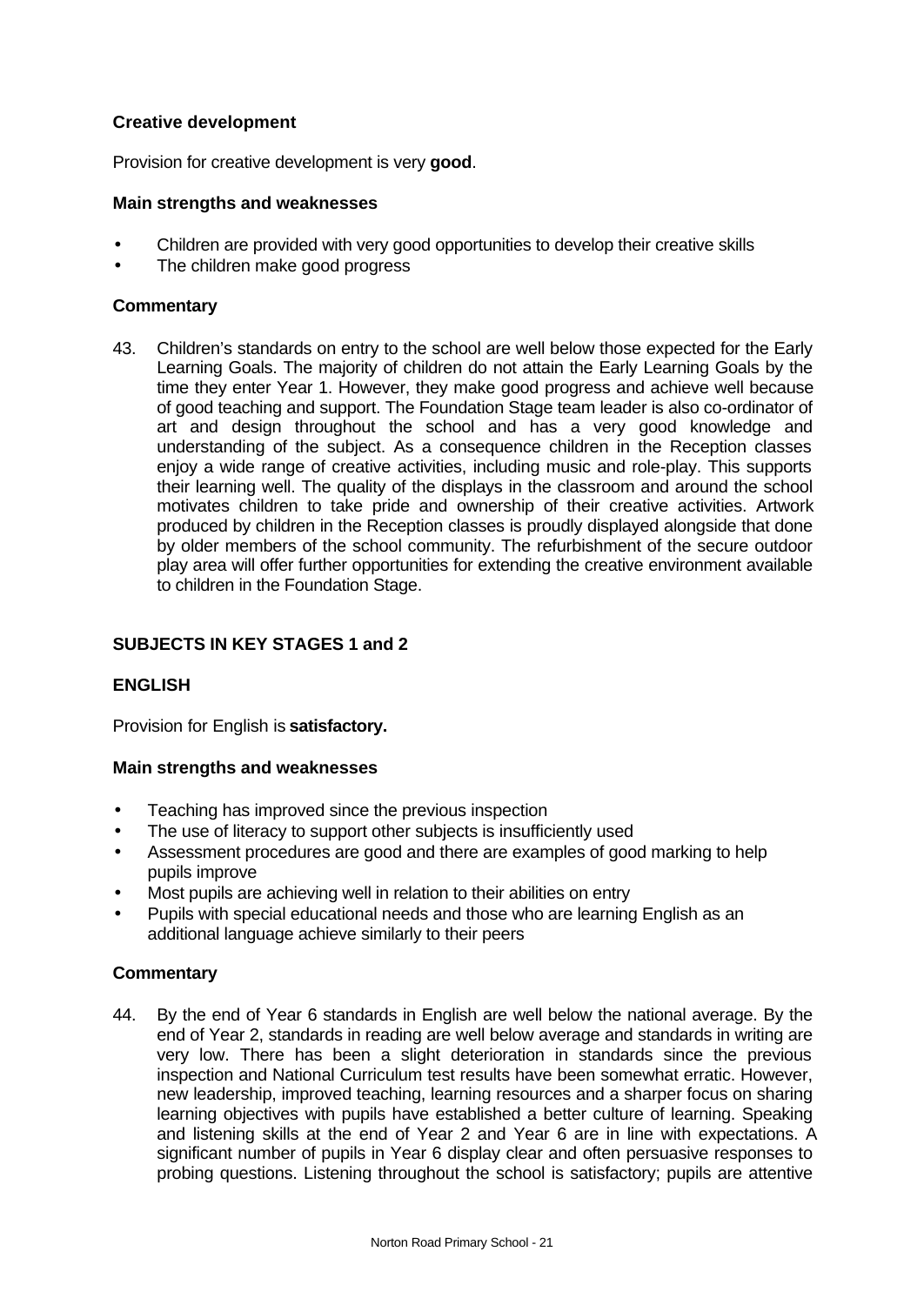### Creative development

Provision for creative development is very **good**.

#### Main strengths and weaknesses

- Children are provided with very good opportunities to develop their creative skills
- The children make good progress

#### Commentary

43. Children's standards on entry to the school are well below those expected for the Early Learning Goals. The majority of children do not attain the Early Learning Goals by the time they enter Year 1. However, they make good progress and achieve well because of good teaching and support. The Foundation Stage team leader is also co-ordinator of art and design throughout the school and has a very good knowledge and understanding of the subject. As a consequence children in the Reception classes enjoy a wide range of creative activities, including music and role-play. This supports their learning well. The quality of the displays in the classroom and around the school motivates children to take pride and ownership of their creative activities. Artwork produced by children in the Reception classes is proudly displayed alongside that done by older members of the school community. The refurbishment of the secure outdoor play area will offer further opportunities for extending the creative environment available to children in the Foundation Stage.

## SUBJECTS IN KEY STAGES 1 and 2

### ENGLISH

Provision for English is **satisfactory.**

#### Main strengths and weaknesses

- Teaching has improved since the previous inspection
- The use of literacy to support other subjects is insufficiently used
- Assessment procedures are good and there are examples of good marking to help pupils improve
- Most pupils are achieving well in relation to their abilities on entry
- Pupils with special educational needs and those who are learning English as an additional language achieve similarly to their peers

#### Commentary

44. By the end of Year 6 standards in English are well below the national average. By the end of Year 2, standards in reading are well below average and standards in writing are very low. There has been a slight deterioration in standards since the previous inspection and National Curriculum test results have been somewhat erratic. However, new leadership, improved teaching, learning resources and a sharper focus on sharing learning objectives with pupils have established a better culture of learning. Speaking and listening skills at the end of Year 2 and Year 6 are in line with expectations. A significant number of pupils in Year 6 display clear and often persuasive responses to probing questions. Listening throughout the school is satisfactory; pupils are attentive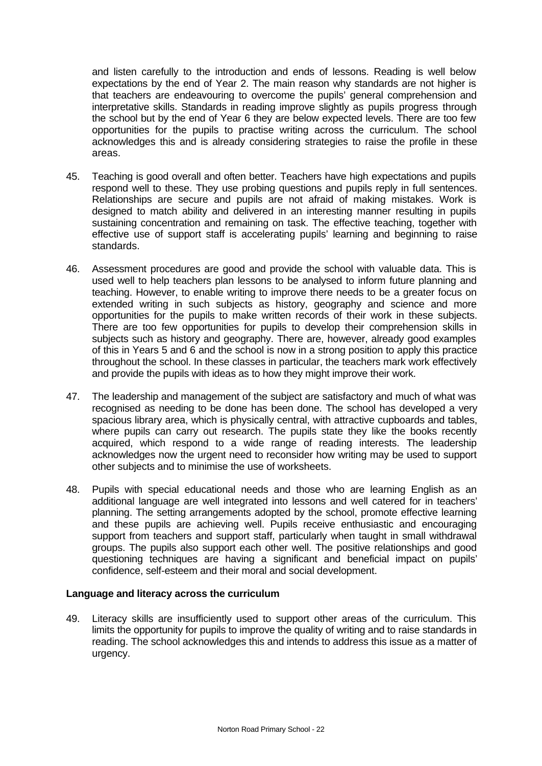and listen carefully to the introduction and ends of lessons. Reading is well below expectations by the end of Year 2. The main reason why standards are not higher is that teachers are endeavouring to overcome the pupils' general comprehension and interpretative skills. Standards in reading improve slightly as pupils progress through the school but by the end of Year 6 they are below expected levels. There are too few opportunities for the pupils to practise writing across the curriculum. The school acknowledges this and is already considering strategies to raise the profile in these areas.

45. Teaching is good overall and often better. Teachers have high expectations and pupils respond well to these. They use probing questions and pupils reply in full sentences. Relationships are secure and pupils are not afraid of making mistakes. Work is designed to match ability and delivered in an interesting manner resulting in pupils sustaining concentration and remaining on task. The effective teaching, together with effective use of support staff is accelerating pupils' learning and beginning to raise standards.

46. Assessment procedures are good and provide the school with valuable data. This is used well to help teachers plan lessons to be analysed to inform future planning and teaching. However, to enable writing to improve there needs to be a greater focus on extended writing in such subjects as history, geography and science and more opportunities for the pupils to make written records of their work in these subjects. There are too few opportunities for pupils to develop their comprehension skills in subjects such as history and geography. There are, however, already good examples of this in Years 5 and 6 and the school is now in a strong position to apply this practice throughout the school. In these classes in particular, the teachers mark work effectively and provide the pupils with ideas as to how they might improve their work.

47. The leadership and management of the subject are satisfactory and much of what was recognised as needing to be done has been done. The school has developed a very spacious library area, which is physically central, with attractive cupboards and tables, where pupils can carry out research. The pupils state they like the books recently acquired, which respond to a wide range of reading interests. The leadership acknowledges now the urgent need to reconsider how writing may be used to support other subjects and to minimise the use of worksheets.

48. Pupils with special educational needs and those who are learning English as an additional language are well integrated into lessons and well catered for in teachers' planning. The setting arrangements adopted by the school, promote effective learning and these pupils are achieving well. Pupils receive enthusiastic and encouraging support from teachers and support staff, particularly when taught in small withdrawal groups. The pupils also support each other well. The positive relationships and good questioning techniques are having a significant and beneficial impact on pupils' confidence, self-esteem and their moral and social development.

**Language and literacy across the curriculum**

49. Literacy skills are insufficiently used to support other areas of the curriculum. This limits the opportunity for pupils to improve the quality of writing and to raise standards in reading. The school acknowledges this and intends to address this issue as a matter of urgency.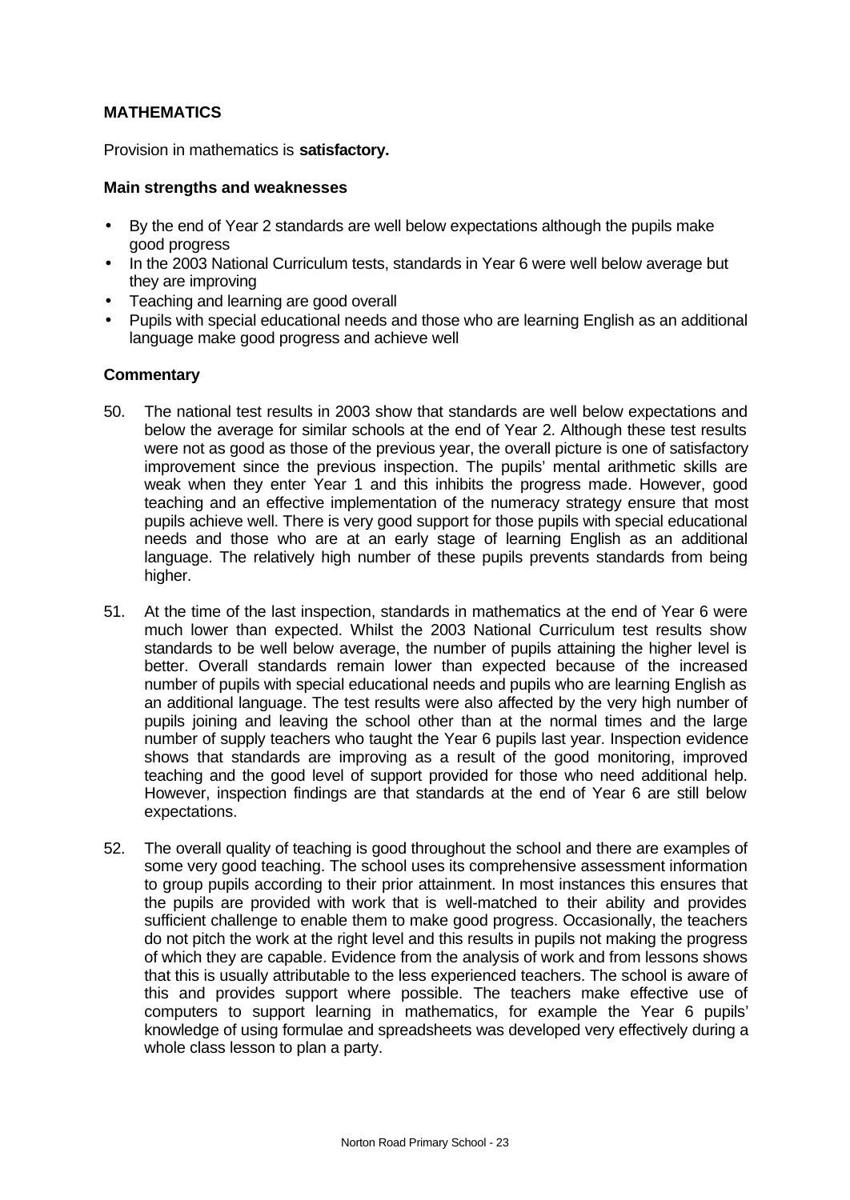## MATHEMATICS

Provision in mathematics is **satisfactory.**

### Main strengths and weaknesses

- By the end of Year 2 standards are well below expectations although the pupils make good progress
- In the 2003 National Curriculum tests, standards in Year 6 were well below average but they are improving
- Teaching and learning are good overall
- Pupils with special educational needs and those who are learning English as an additional language make good progress and achieve well

### Commentary

50. The national test results in 2003 show that standards are well below expectations and below the average for similar schools at the end of Year 2. Although these test results were not as good as those of the previous year, the overall picture is one of satisfactory improvement since the previous inspection. The pupils' mental arithmetic skills are weak when they enter Year 1 and this inhibits the progress made. However, good teaching and an effective implementation of the numeracy strategy ensure that most pupils achieve well. There is very good support for those pupils with special educational needs and those who are at an early stage of learning English as an additional language. The relatively high number of these pupils prevents standards from being higher.

51. At the time of the last inspection, standards in mathematics at the end of Year 6 were much lower than expected. Whilst the 2003 National Curriculum test results show standards to be well below average, the number of pupils attaining the higher level is better. Overall standards remain lower than expected because of the increased number of pupils with special educational needs and pupils who are learning English as an additional language. The test results were also affected by the very high number of pupils joining and leaving the school other than at the normal times and the large number of supply teachers who taught the Year 6 pupils last year. Inspection evidence shows that standards are improving as a result of the good monitoring, improved teaching and the good level of support provided for those who need additional help. However, inspection findings are that standards at the end of Year 6 are still below expectations.

52. The overall quality of teaching is good throughout the school and there are examples of some very good teaching. The school uses its comprehensive assessment information to group pupils according to their prior attainment. In most instances this ensures that the pupils are provided with work that is well-matched to their ability and provides sufficient challenge to enable them to make good progress. Occasionally, the teachers do not pitch the work at the right level and this results in pupils not making the progress of which they are capable. Evidence from the analysis of work and from lessons shows that this is usually attributable to the less experienced teachers. The school is aware of this and provides support where possible. The teachers make effective use of computers to support learning in mathematics, for example the Year 6 pupils' knowledge of using formulae and spreadsheets was developed very effectively during a whole class lesson to plan a party.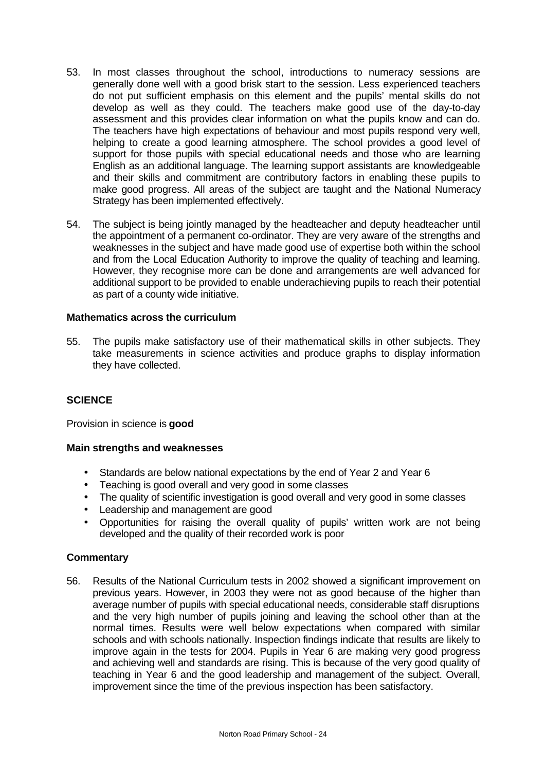53. In most classes throughout the school, introductions to numeracy sessions are generally done well with a good brisk start to the session. Less experienced teachers do not put sufficient emphasis on this element and the pupils' mental skills do not develop as well as they could. The teachers make good use of the day-to-day assessment and this provides clear information on what the pupils know and can do. The teachers have high expectations of behaviour and most pupils respond very well, helping to create a good learning atmosphere. The school provides a good level of support for those pupils with special educational needs and those who are learning English as an additional language. The learning support assistants are knowledgeable and their skills and commitment are contributory factors in enabling these pupils to make good progress. All areas of the subject are taught and the National Numeracy Strategy has been implemented effectively.

54. The subject is being jointly managed by the headteacher and deputy headteacher until the appointment of a permanent co-ordinator. They are very aware of the strengths and weaknesses in the subject and have made good use of expertise both within the school and from the Local Education Authority to improve the quality of teaching and learning. However, they recognise more can be done and arrangements are well advanced for additional support to be provided to enable underachieving pupils to reach their potential as part of a county wide initiative.

**Mathematics across the curriculum**

55. The pupils make satisfactory use of their mathematical skills in other subjects. They take measurements in science activities and produce graphs to display information they have collected.

## SCIENCE

Provision in science is **good**

**Main strengths and weaknesses**

- Standards are below national expectations by the end of Year 2 and Year 6
- Teaching is good overall and very good in some classes
- The quality of scientific investigation is good overall and very good in some classes
- Leadership and management are good
- Opportunities for raising the overall quality of pupils' written work are not being developed and the quality of their recorded work is poor

**Commentary**

56. Results of the National Curriculum tests in 2002 showed a significant improvement on previous years. However, in 2003 they were not as good because of the higher than average number of pupils with special educational needs, considerable staff disruptions and the very high number of pupils joining and leaving the school other than at the normal times. Results were well below expectations when compared with similar schools and with schools nationally. Inspection findings indicate that results are likely to improve again in the tests for 2004. Pupils in Year 6 are making very good progress and achieving well and standards are rising. This is because of the very good quality of teaching in Year 6 and the good leadership and management of the subject. Overall, improvement since the time of the previous inspection has been satisfactory.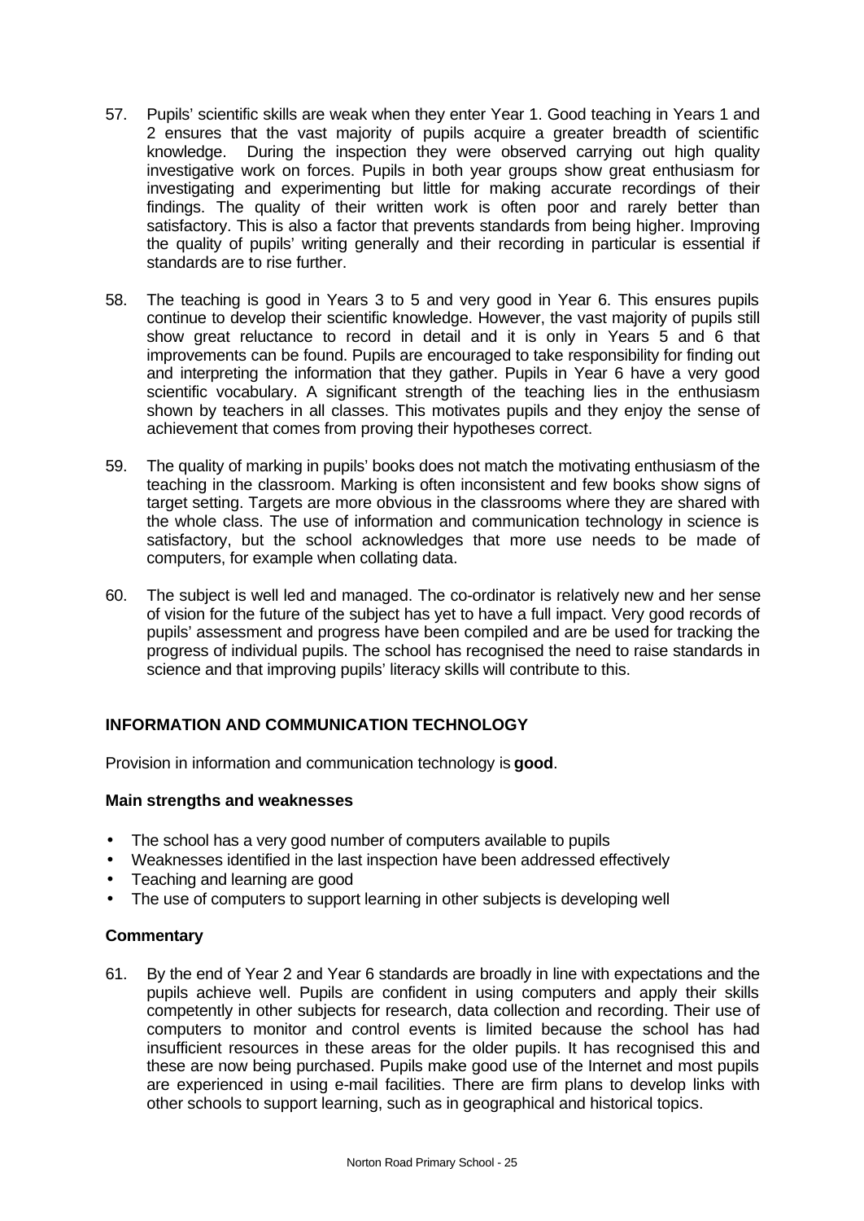57. Pupils' scientific skills are weak when they enter Year 1. Good teaching in Years 1 and 2 ensures that the vast majority of pupils acquire a greater breadth of scientific knowledge. During the inspection they were observed carrying out high quality investigative work on forces. Pupils in both year groups show great enthusiasm for investigating and experimenting but little for making accurate recordings of their findings. The quality of their written work is often poor and rarely better than satisfactory. This is also a factor that prevents standards from being higher. Improving the quality of pupils' writing generally and their recording in particular is essential if standards are to rise further.

58. The teaching is good in Years 3 to 5 and very good in Year 6. This ensures pupils continue to develop their scientific knowledge. However, the vast majority of pupils still show great reluctance to record in detail and it is only in Years 5 and 6 that improvements can be found. Pupils are encouraged to take responsibility for finding out and interpreting the information that they gather. Pupils in Year 6 have a very good scientific vocabulary. A significant strength of the teaching lies in the enthusiasm shown by teachers in all classes. This motivates pupils and they enjoy the sense of achievement that comes from proving their hypotheses correct.

59. The quality of marking in pupils' books does not match the motivating enthusiasm of the teaching in the classroom. Marking is often inconsistent and few books show signs of target setting. Targets are more obvious in the classrooms where they are shared with the whole class. The use of information and communication technology in science is satisfactory, but the school acknowledges that more use needs to be made of computers, for example when collating data.

60. The subject is well led and managed. The co-ordinator is relatively new and her sense of vision for the future of the subject has yet to have a full impact. Very good records of pupils' assessment and progress have been compiled and are be used for tracking the progress of individual pupils. The school has recognised the need to raise standards in science and that improving pupils' literacy skills will contribute to this.

## INFORMATION AND COMMUNICATION TECHNOLOGY

Provision in information and communication technology is **good**.

### Main strengths and weaknesses

- The school has a very good number of computers available to pupils
- Weaknesses identified in the last inspection have been addressed effectively
- Teaching and learning are good
- The use of computers to support learning in other subjects is developing well

### Commentary

61. By the end of Year 2 and Year 6 standards are broadly in line with expectations and the pupils achieve well. Pupils are confident in using computers and apply their skills competently in other subjects for research, data collection and recording. Their use of computers to monitor and control events is limited because the school has had insufficient resources in these areas for the older pupils. It has recognised this and these are now being purchased. Pupils make good use of the Internet and most pupils are experienced in using e-mail facilities. There are firm plans to develop links with other schools to support learning, such as in geographical and historical topics.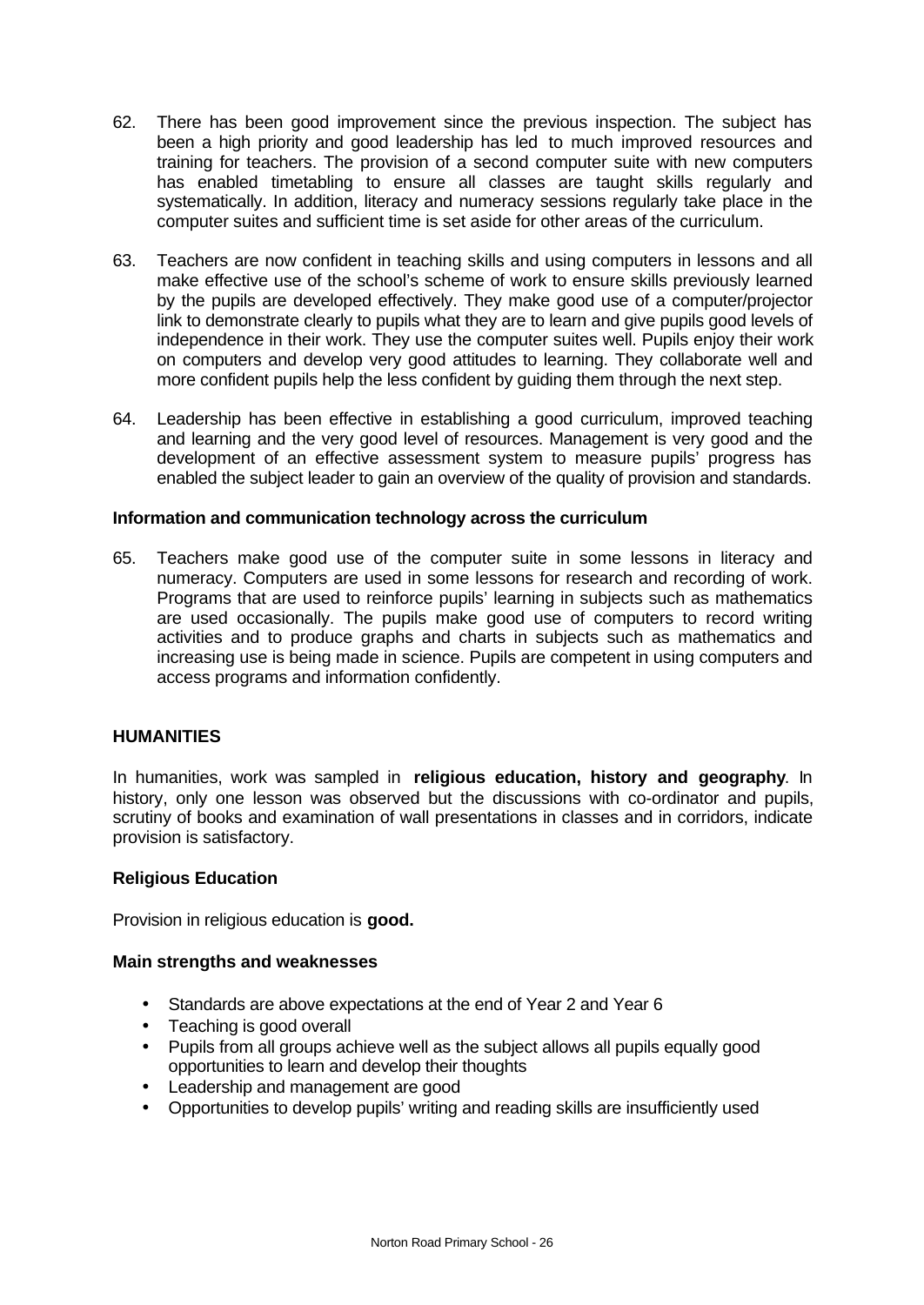62. There has been good improvement since the previous inspection. The subject has been a high priority and good leadership has led to much improved resources and training for teachers. The provision of a second computer suite with new computers has enabled timetabling to ensure all classes are taught skills regularly and systematically. In addition, literacy and numeracy sessions regularly take place in the computer suites and sufficient time is set aside for other areas of the curriculum.

63. Teachers are now confident in teaching skills and using computers in lessons and all make effective use of the school's scheme of work to ensure skills previously learned by the pupils are developed effectively. They make good use of a computer/projector link to demonstrate clearly to pupils what they are to learn and give pupils good levels of independence in their work. They use the computer suites well. Pupils enjoy their work on computers and develop very good attitudes to learning. They collaborate well and more confident pupils help the less confident by guiding them through the next step.

64. Leadership has been effective in establishing a good curriculum, improved teaching and learning and the very good level of resources. Management is very good and the development of an effective assessment system to measure pupils' progress has enabled the subject leader to gain an overview of the quality of provision and standards.

**Information and communication technology across the curriculum**

65. Teachers make good use of the computer suite in some lessons in literacy and numeracy. Computers are used in some lessons for research and recording of work. Programs that are used to reinforce pupils' learning in subjects such as mathematics are used occasionally. The pupils make good use of computers to record writing activities and to produce graphs and charts in subjects such as mathematics and increasing use is being made in science. Pupils are competent in using computers and access programs and information confidently.

## HUMANITIES

In humanities, work was sampled in **religious education, history and geography**. In history, only one lesson was observed but the discussions with co-ordinator and pupils, scrutiny of books and examination of wall presentations in classes and in corridors, indicate provision is satisfactory.

### Religious Education

Provision in religious education is **good.**

**Main strengths and weaknesses**

- Standards are above expectations at the end of Year 2 and Year 6
- Teaching is good overall
- Pupils from all groups achieve well as the subject allows all pupils equally good opportunities to learn and develop their thoughts
- Leadership and management are good
- Opportunities to develop pupils' writing and reading skills are insufficiently used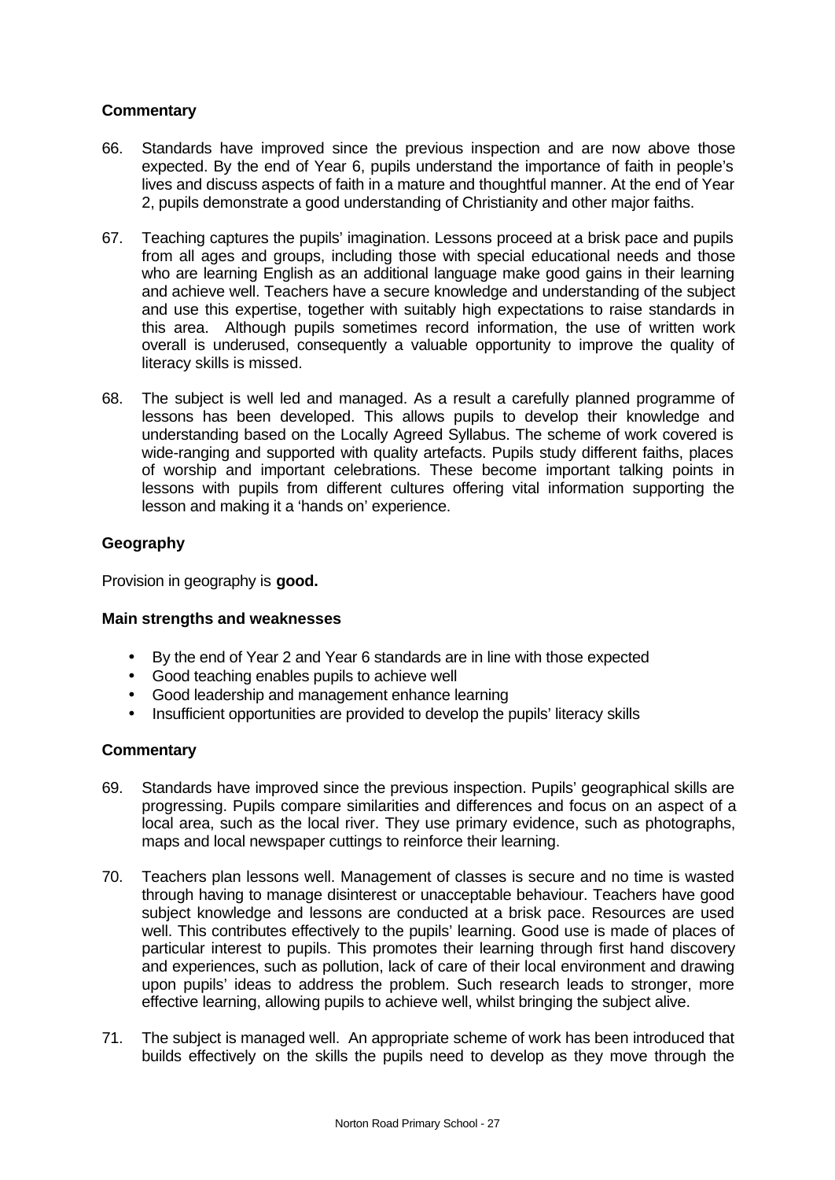### Commentary

66. Standards have improved since the previous inspection and are now above those expected. By the end of Year 6, pupils understand the importance of faith in people's lives and discuss aspects of faith in a mature and thoughtful manner. At the end of Year 2, pupils demonstrate a good understanding of Christianity and other major faiths.

67. Teaching captures the pupils' imagination. Lessons proceed at a brisk pace and pupils from all ages and groups, including those with special educational needs and those who are learning English as an additional language make good gains in their learning and achieve well. Teachers have a secure knowledge and understanding of the subject and use this expertise, together with suitably high expectations to raise standards in this area. Although pupils sometimes record information, the use of written work overall is underused, consequently a valuable opportunity to improve the quality of literacy skills is missed.

68. The subject is well led and managed. As a result a carefully planned programme of lessons has been developed. This allows pupils to develop their knowledge and understanding based on the Locally Agreed Syllabus. The scheme of work covered is wide-ranging and supported with quality artefacts. Pupils study different faiths, places of worship and important celebrations. These become important talking points in lessons with pupils from different cultures offering vital information supporting the lesson and making it a 'hands on' experience.

## Geography

Provision in geography is **good.**

### Main strengths and weaknesses

- By the end of Year 2 and Year 6 standards are in line with those expected
- Good teaching enables pupils to achieve well
- Good leadership and management enhance learning
- Insufficient opportunities are provided to develop the pupils' literacy skills

### Commentary

69. Standards have improved since the previous inspection. Pupils' geographical skills are progressing. Pupils compare similarities and differences and focus on an aspect of a local area, such as the local river. They use primary evidence, such as photographs, maps and local newspaper cuttings to reinforce their learning.

70. Teachers plan lessons well. Management of classes is secure and no time is wasted through having to manage disinterest or unacceptable behaviour. Teachers have good subject knowledge and lessons are conducted at a brisk pace. Resources are used well. This contributes effectively to the pupils' learning. Good use is made of places of particular interest to pupils. This promotes their learning through first hand discovery and experiences, such as pollution, lack of care of their local environment and drawing upon pupils' ideas to address the problem. Such research leads to stronger, more effective learning, allowing pupils to achieve well, whilst bringing the subject alive.

71. The subject is managed well. An appropriate scheme of work has been introduced that builds effectively on the skills the pupils need to develop as they move through the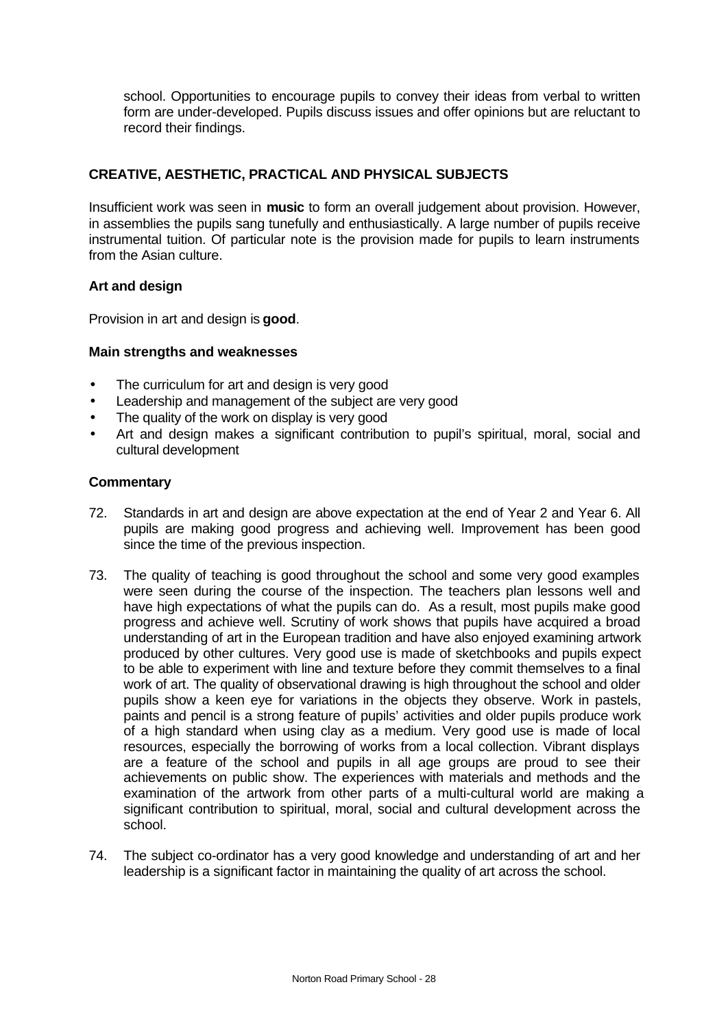school. Opportunities to encourage pupils to convey their ideas from verbal to written form are under-developed. Pupils discuss issues and offer opinions but are reluctant to record their findings.

## CREATIVE, AESTHETIC, PRACTICAL AND PHYSICAL SUBJECTS

Insufficient work was seen in **music** to form an overall judgement about provision. However, in assemblies the pupils sang tunefully and enthusiastically. A large number of pupils receive instrumental tuition. Of particular note is the provision made for pupils to learn instruments from the Asian culture.

### Art and design

Provision in art and design is **good**.

#### Main strengths and weaknesses

- The curriculum for art and design is very good
- Leadership and management of the subject are very good
- The quality of the work on display is very good
- Art and design makes a significant contribution to pupil's spiritual, moral, social and cultural development

#### Commentary

72. Standards in art and design are above expectation at the end of Year 2 and Year 6. All pupils are making good progress and achieving well. Improvement has been good since the time of the previous inspection.

73. The quality of teaching is good throughout the school and some very good examples were seen during the course of the inspection. The teachers plan lessons well and have high expectations of what the pupils can do. As a result, most pupils make good progress and achieve well. Scrutiny of work shows that pupils have acquired a broad understanding of art in the European tradition and have also enjoyed examining artwork produced by other cultures. Very good use is made of sketchbooks and pupils expect to be able to experiment with line and texture before they commit themselves to a final work of art. The quality of observational drawing is high throughout the school and older pupils show a keen eye for variations in the objects they observe. Work in pastels, paints and pencil is a strong feature of pupils' activities and older pupils produce work of a high standard when using clay as a medium. Very good use is made of local resources, especially the borrowing of works from a local collection. Vibrant displays are a feature of the school and pupils in all age groups are proud to see their achievements on public show. The experiences with materials and methods and the examination of the artwork from other parts of a multi-cultural world are making a significant contribution to spiritual, moral, social and cultural development across the school.

74. The subject co-ordinator has a very good knowledge and understanding of art and her leadership is a significant factor in maintaining the quality of art across the school.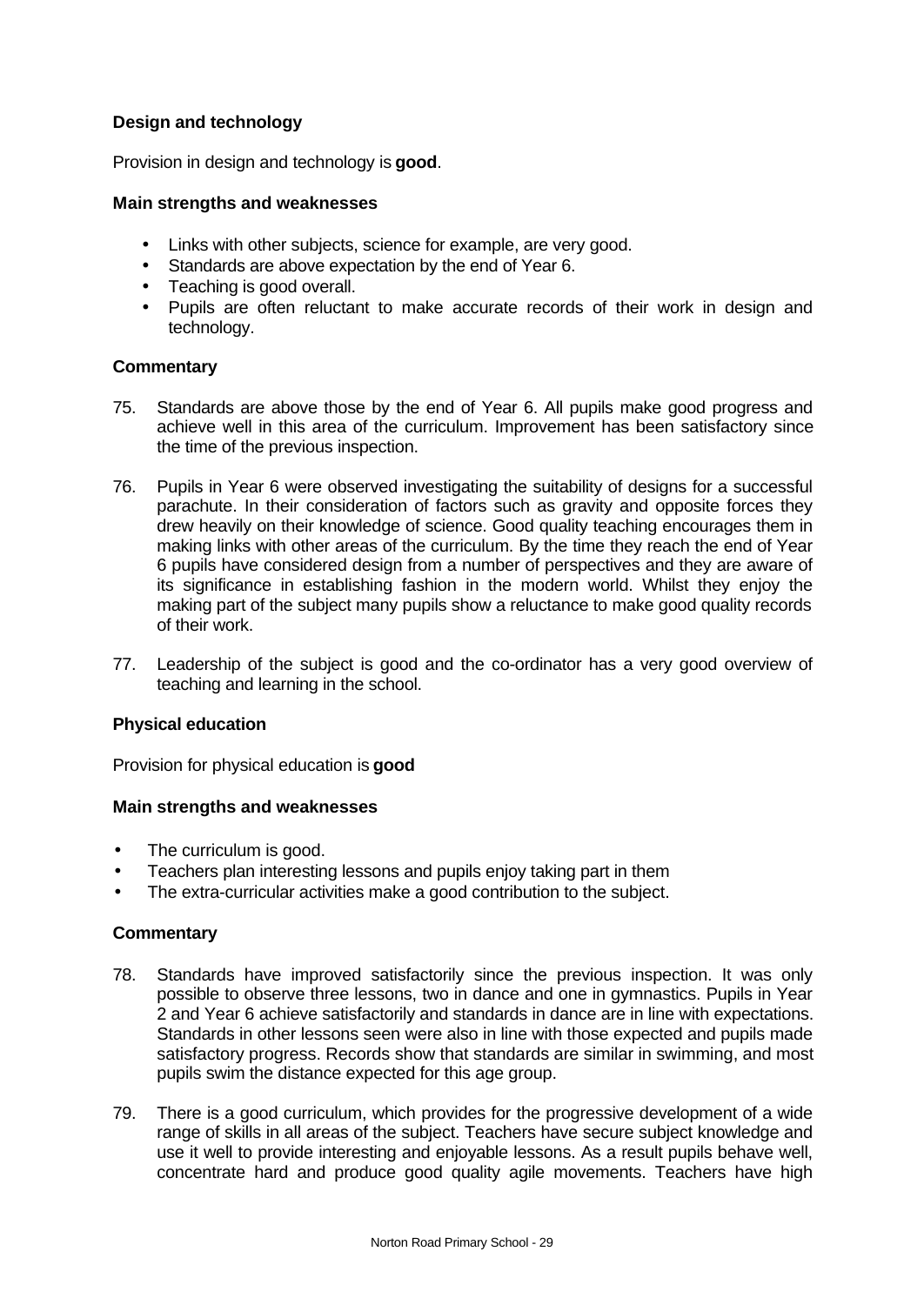### Design and technology

Provision in design and technology is **good**.

#### Main strengths and weaknesses

- Links with other subjects, science for example, are very good.
- Standards are above expectation by the end of Year 6.
- Teaching is good overall.
- Pupils are often reluctant to make accurate records of their work in design and technology.

#### Commentary

75. Standards are above those by the end of Year 6. All pupils make good progress and achieve well in this area of the curriculum. Improvement has been satisfactory since the time of the previous inspection.

76. Pupils in Year 6 were observed investigating the suitability of designs for a successful parachute. In their consideration of factors such as gravity and opposite forces they drew heavily on their knowledge of science. Good quality teaching encourages them in making links with other areas of the curriculum. By the time they reach the end of Year 6 pupils have considered design from a number of perspectives and they are aware of its significance in establishing fashion in the modern world. Whilst they enjoy the making part of the subject many pupils show a reluctance to make good quality records of their work.

77. Leadership of the subject is good and the co-ordinator has a very good overview of teaching and learning in the school.

### Physical education

Provision for physical education is **good**

#### Main strengths and weaknesses

- The curriculum is good.
- Teachers plan interesting lessons and pupils enjoy taking part in them
- The extra-curricular activities make a good contribution to the subject.

#### Commentary

78. Standards have improved satisfactorily since the previous inspection. It was only possible to observe three lessons, two in dance and one in gymnastics. Pupils in Year 2 and Year 6 achieve satisfactorily and standards in dance are in line with expectations. Standards in other lessons seen were also in line with those expected and pupils made satisfactory progress. Records show that standards are similar in swimming, and most pupils swim the distance expected for this age group.

79. There is a good curriculum, which provides for the progressive development of a wide range of skills in all areas of the subject. Teachers have secure subject knowledge and use it well to provide interesting and enjoyable lessons. As a result pupils behave well, concentrate hard and produce good quality agile movements. Teachers have high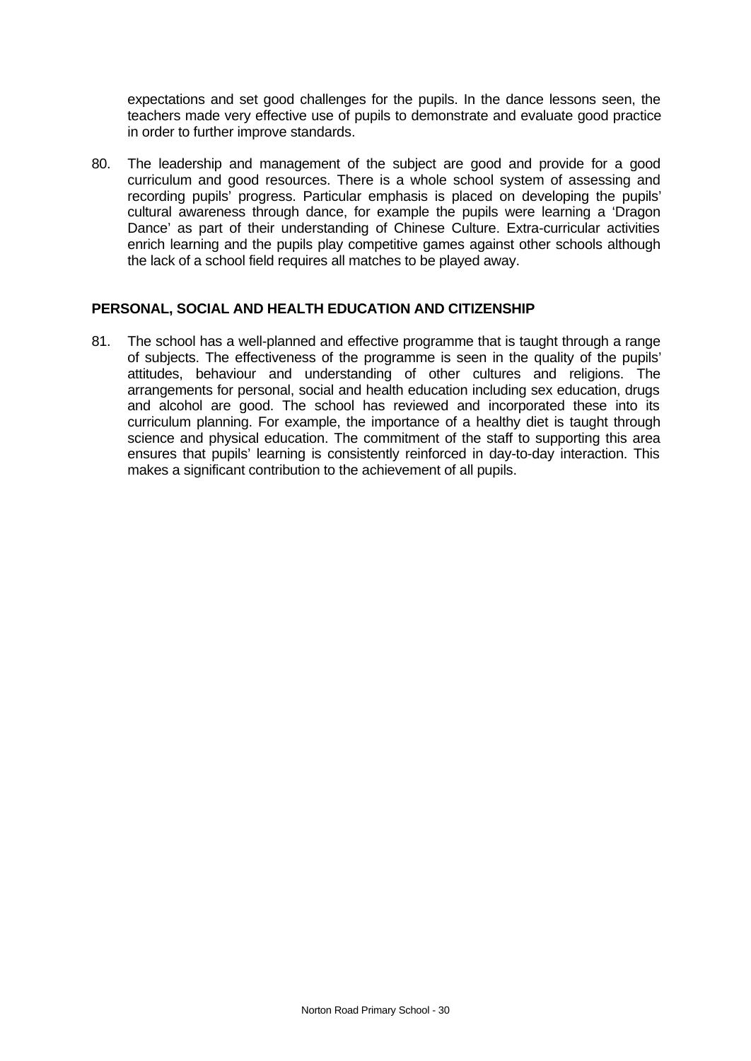expectations and set good challenges for the pupils. In the dance lessons seen, the teachers made very effective use of pupils to demonstrate and evaluate good practice in order to further improve standards.

80. The leadership and management of the subject are good and provide for a good curriculum and good resources. There is a whole school system of assessing and recording pupils' progress. Particular emphasis is placed on developing the pupils' cultural awareness through dance, for example the pupils were learning a 'Dragon Dance' as part of their understanding of Chinese Culture. Extra-curricular activities enrich learning and the pupils play competitive games against other schools although the lack of a school field requires all matches to be played away.

## PERSONAL, SOCIAL AND HEALTH EDUCATION AND CITIZENSHIP

81. The school has a well-planned and effective programme that is taught through a range of subjects. The effectiveness of the programme is seen in the quality of the pupils' attitudes, behaviour and understanding of other cultures and religions. The arrangements for personal, social and health education including sex education, drugs and alcohol are good. The school has reviewed and incorporated these into its curriculum planning. For example, the importance of a healthy diet is taught through science and physical education. The commitment of the staff to supporting this area ensures that pupils' learning is consistently reinforced in day-to-day interaction. This makes a significant contribution to the achievement of all pupils.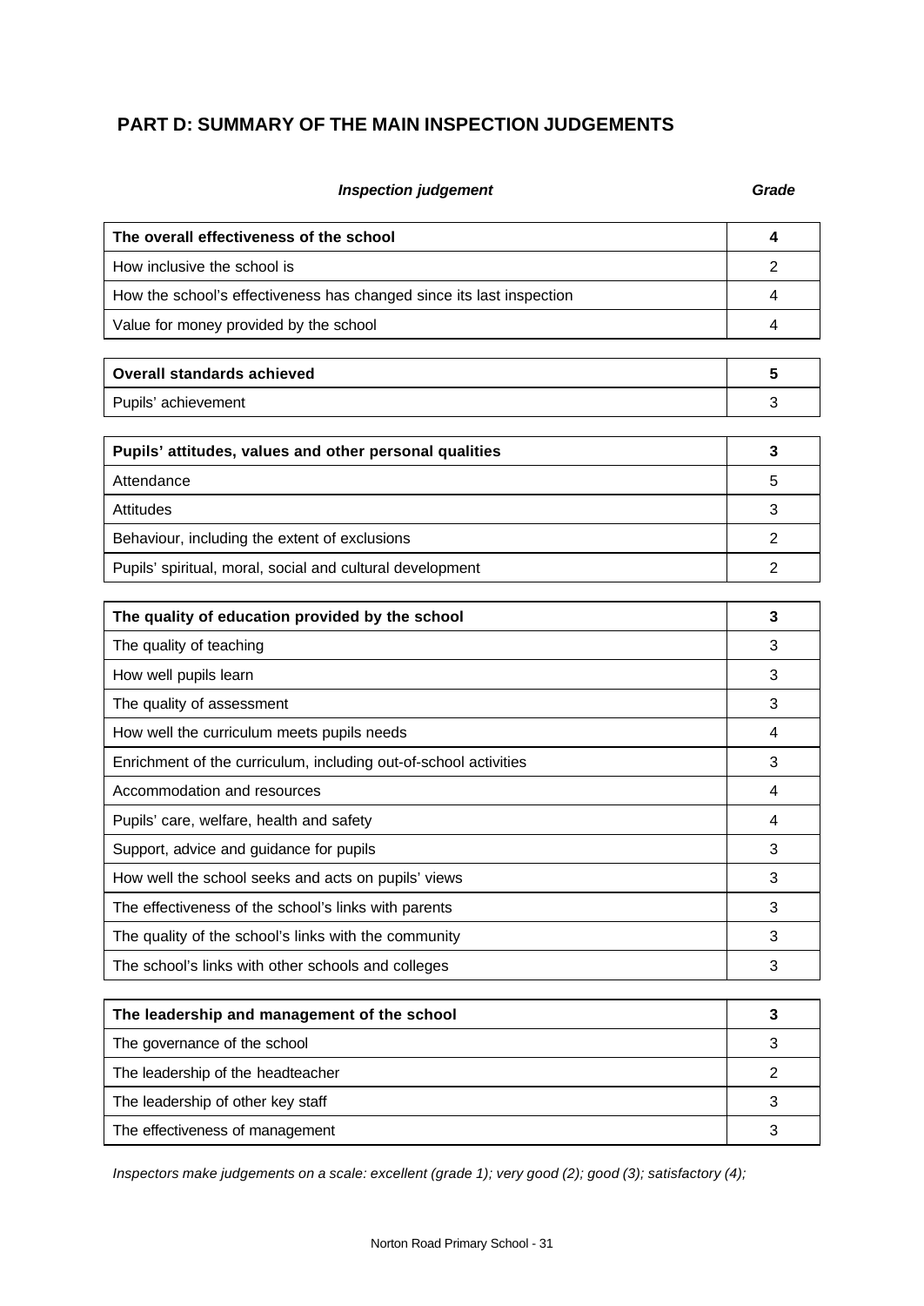## PART D: SUMMARY OF THE MAIN INSPECTION JUDGEMENTS

| *Inspection judgement* | *Grade* |
|---|---|
| **The overall effectiveness of the school** | **4** |
| How inclusive the school is | 2 |
| How the school's effectiveness has changed since its last inspection | 4 |
| Value for money provided by the school | 4 |
| **Overall standards achieved** | **5** |
| Pupils' achievement | 3 |
| **Pupils' attitudes, values and other personal qualities** | **3** |
| Attendance | 5 |
| Attitudes | 3 |
| Behaviour, including the extent of exclusions | 2 |
| Pupils' spiritual, moral, social and cultural development | 2 |
| **The quality of education provided by the school** | **3** |
| The quality of teaching | 3 |
| How well pupils learn | 3 |
| The quality of assessment | 3 |
| How well the curriculum meets pupils needs | 4 |
| Enrichment of the curriculum, including out-of-school activities | 3 |
| Accommodation and resources | 4 |
| Pupils' care, welfare, health and safety | 4 |
| Support, advice and guidance for pupils | 3 |
| How well the school seeks and acts on pupils' views | 3 |
| The effectiveness of the school's links with parents | 3 |
| The quality of the school's links with the community | 3 |
| The school's links with other schools and colleges | 3 |
| **The leadership and management of the school** | **3** |
| The governance of the school | 3 |
| The leadership of the headteacher | 2 |
| The leadership of other key staff | 3 |
| The effectiveness of management | 3 |

*Inspectors make judgements on a scale: excellent (grade 1); very good (2); good (3); satisfactory (4);*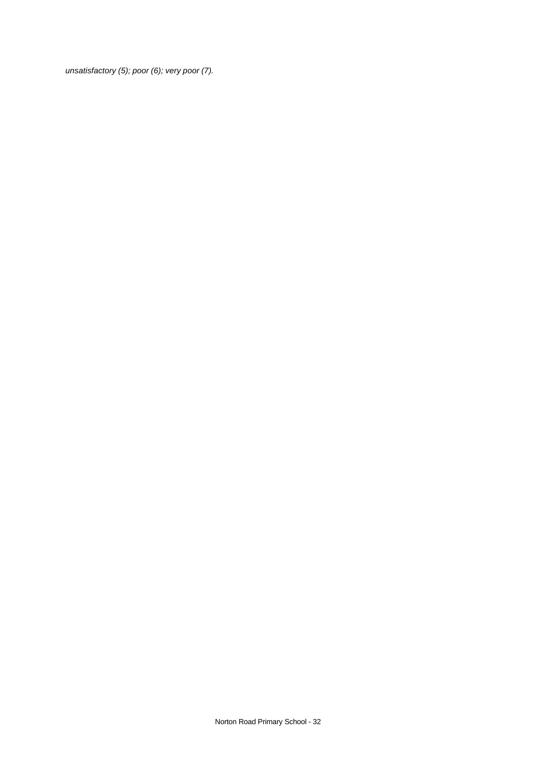*unsatisfactory (5); poor (6); very poor (7).*